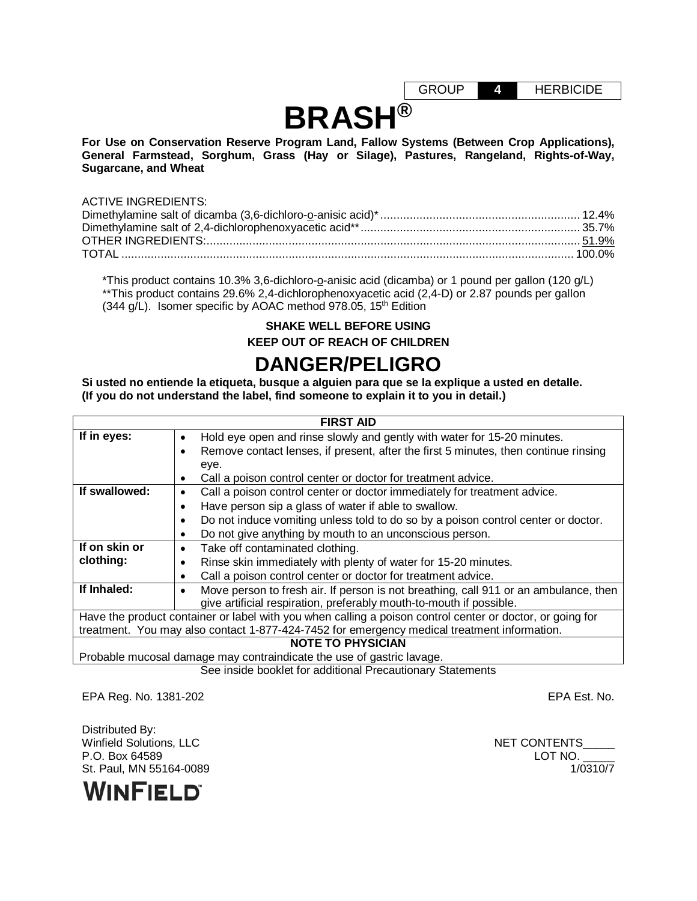| GROUP | 4 | HERBICIDE |
|---|---|---|

# BRASH®

**For Use on Conservation Reserve Program Land, Fallow Systems (Between Crop Applications), General Farmstead, Sorghum, Grass (Hay or Silage), Pastures, Rangeland, Rights-of-Way, Sugarcane, and Wheat**

ACTIVE INGREDIENTS:

| | |
|---|---|
| Dimethylamine salt of dicamba (3,6-dichloro-o-anisic acid)* | 12.4% |
| Dimethylamine salt of 2,4-dichlorophenoxyacetic acid** | 35.7% |
| OTHER INGREDIENTS: | 51.9% |
| TOTAL | 100.0% |

*This product contains 10.3% 3,6-dichloro-o-anisic acid (dicamba) or 1 pound per gallon (120 g/L)
**This product contains 29.6% 2,4-dichlorophenoxyacetic acid (2,4-D) or 2.87 pounds per gallon (344 g/L). Isomer specific by AOAC method 978.05, 15th Edition

**SHAKE WELL BEFORE USING**

**KEEP OUT OF REACH OF CHILDREN**

## DANGER/PELIGRO

**Si usted no entiende la etiqueta, busque a alguien para que se la explique a usted en detalle. (If you do not understand the label, find someone to explain it to you in detail.)**

| FIRST AID | |
|---|---|
| **If in eyes:** | • Hold eye open and rinse slowly and gently with water for 15-20 minutes.<br>• Remove contact lenses, if present, after the first 5 minutes, then continue rinsing eye.<br>• Call a poison control center or doctor for treatment advice. |
| **If swallowed:** | • Call a poison control center or doctor immediately for treatment advice.<br>• Have person sip a glass of water if able to swallow.<br>• Do not induce vomiting unless told to do so by a poison control center or doctor.<br>• Do not give anything by mouth to an unconscious person. |
| **If on skin or clothing:** | • Take off contaminated clothing.<br>• Rinse skin immediately with plenty of water for 15-20 minutes.<br>• Call a poison control center or doctor for treatment advice. |
| **If Inhaled:** | • Move person to fresh air. If person is not breathing, call 911 or an ambulance, then give artificial respiration, preferably mouth-to-mouth if possible. |
| Have the product container or label with you when calling a poison control center or doctor, or going for treatment. You may also contact 1-877-424-7452 for emergency medical treatment information. | |
| **NOTE TO PHYSICIAN** | |
| Probable mucosal damage may contraindicate the use of gastric lavage. | |

See inside booklet for additional Precautionary Statements

EPA Reg. No. 1381-202

EPA Est. No.

Distributed By:
Winfield Solutions, LLC
P.O. Box 64589
St. Paul, MN 55164-0089

NET CONTENTS_____
LOT NO. _____
1/0310/7

WINFIELD™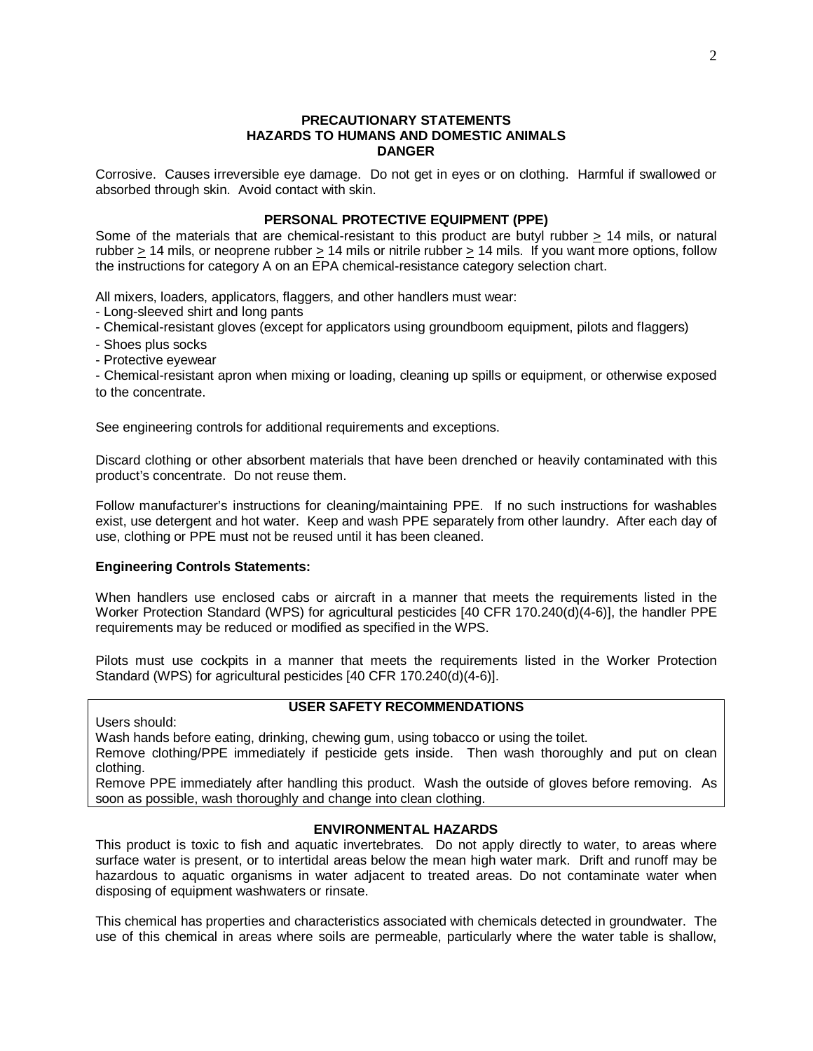## PRECAUTIONARY STATEMENTS
## HAZARDS TO HUMANS AND DOMESTIC ANIMALS
## DANGER

Corrosive. Causes irreversible eye damage. Do not get in eyes or on clothing. Harmful if swallowed or absorbed through skin. Avoid contact with skin.

### PERSONAL PROTECTIVE EQUIPMENT (PPE)

Some of the materials that are chemical-resistant to this product are butyl rubber $\geq$ 14 mils, or natural rubber $\geq$ 14 mils, or neoprene rubber $\geq$ 14 mils or nitrile rubber $\geq$ 14 mils. If you want more options, follow the instructions for category A on an EPA chemical-resistance category selection chart.

All mixers, loaders, applicators, flaggers, and other handlers must wear:

- Long-sleeved shirt and long pants
- Chemical-resistant gloves (except for applicators using groundboom equipment, pilots and flaggers)
- Shoes plus socks
- Protective eyewear
- Chemical-resistant apron when mixing or loading, cleaning up spills or equipment, or otherwise exposed to the concentrate.

See engineering controls for additional requirements and exceptions.

Discard clothing or other absorbent materials that have been drenched or heavily contaminated with this product's concentrate. Do not reuse them.

Follow manufacturer's instructions for cleaning/maintaining PPE. If no such instructions for washables exist, use detergent and hot water. Keep and wash PPE separately from other laundry. After each day of use, clothing or PPE must not be reused until it has been cleaned.

**Engineering Controls Statements:**

When handlers use enclosed cabs or aircraft in a manner that meets the requirements listed in the Worker Protection Standard (WPS) for agricultural pesticides [40 CFR 170.240(d)(4-6)], the handler PPE requirements may be reduced or modified as specified in the WPS.

Pilots must use cockpits in a manner that meets the requirements listed in the Worker Protection Standard (WPS) for agricultural pesticides [40 CFR 170.240(d)(4-6)].

### USER SAFETY RECOMMENDATIONS

Users should:
Wash hands before eating, drinking, chewing gum, using tobacco or using the toilet.
Remove clothing/PPE immediately if pesticide gets inside. Then wash thoroughly and put on clean clothing.
Remove PPE immediately after handling this product. Wash the outside of gloves before removing. As soon as possible, wash thoroughly and change into clean clothing.

### ENVIRONMENTAL HAZARDS

This product is toxic to fish and aquatic invertebrates. Do not apply directly to water, to areas where surface water is present, or to intertidal areas below the mean high water mark. Drift and runoff may be hazardous to aquatic organisms in water adjacent to treated areas. Do not contaminate water when disposing of equipment washwaters or rinsate.

This chemical has properties and characteristics associated with chemicals detected in groundwater. The use of this chemical in areas where soils are permeable, particularly where the water table is shallow,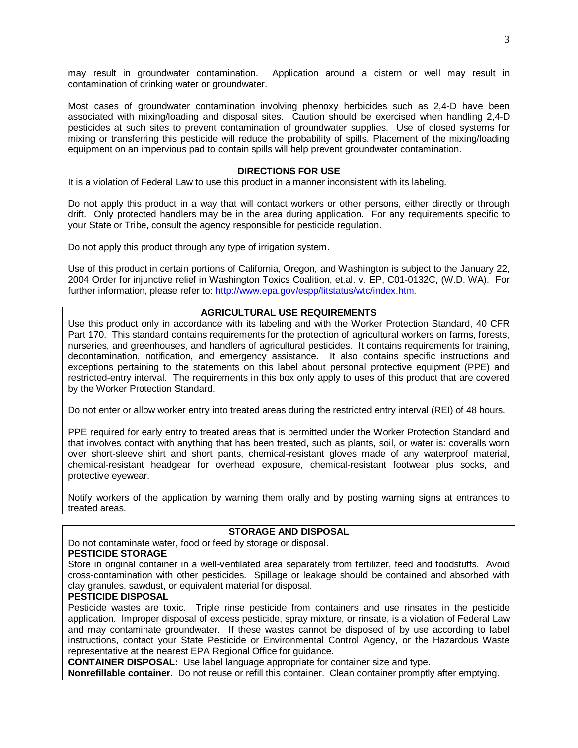may result in groundwater contamination. Application around a cistern or well may result in contamination of drinking water or groundwater.

Most cases of groundwater contamination involving phenoxy herbicides such as 2,4-D have been associated with mixing/loading and disposal sites. Caution should be exercised when handling 2,4-D pesticides at such sites to prevent contamination of groundwater supplies. Use of closed systems for mixing or transferring this pesticide will reduce the probability of spills. Placement of the mixing/loading equipment on an impervious pad to contain spills will help prevent groundwater contamination.

## DIRECTIONS FOR USE

It is a violation of Federal Law to use this product in a manner inconsistent with its labeling.

Do not apply this product in a way that will contact workers or other persons, either directly or through drift. Only protected handlers may be in the area during application. For any requirements specific to your State or Tribe, consult the agency responsible for pesticide regulation.

Do not apply this product through any type of irrigation system.

Use of this product in certain portions of California, Oregon, and Washington is subject to the January 22, 2004 Order for injunctive relief in Washington Toxics Coalition, et.al. v. EP, C01-0132C, (W.D. WA). For further information, please refer to: [http://www.epa.gov/espp/litstatus/wtc/index.htm](http://www.epa.gov/espp/litstatus/wtc/index.htm).

## AGRICULTURAL USE REQUIREMENTS

Use this product only in accordance with its labeling and with the Worker Protection Standard, 40 CFR Part 170. This standard contains requirements for the protection of agricultural workers on farms, forests, nurseries, and greenhouses, and handlers of agricultural pesticides. It contains requirements for training, decontamination, notification, and emergency assistance. It also contains specific instructions and exceptions pertaining to the statements on this label about personal protective equipment (PPE) and restricted-entry interval. The requirements in this box only apply to uses of this product that are covered by the Worker Protection Standard.

Do not enter or allow worker entry into treated areas during the restricted entry interval (REI) of 48 hours.

PPE required for early entry to treated areas that is permitted under the Worker Protection Standard and that involves contact with anything that has been treated, such as plants, soil, or water is: coveralls worn over short-sleeve shirt and short pants, chemical-resistant gloves made of any waterproof material, chemical-resistant headgear for overhead exposure, chemical-resistant footwear plus socks, and protective eyewear.

Notify workers of the application by warning them orally and by posting warning signs at entrances to treated areas.

## STORAGE AND DISPOSAL

Do not contaminate water, food or feed by storage or disposal.

**PESTICIDE STORAGE**

Store in original container in a well-ventilated area separately from fertilizer, feed and foodstuffs. Avoid cross-contamination with other pesticides. Spillage or leakage should be contained and absorbed with clay granules, sawdust, or equivalent material for disposal.

**PESTICIDE DISPOSAL**

Pesticide wastes are toxic. Triple rinse pesticide from containers and use rinsates in the pesticide application. Improper disposal of excess pesticide, spray mixture, or rinsate, is a violation of Federal Law and may contaminate groundwater. If these wastes cannot be disposed of by use according to label instructions, contact your State Pesticide or Environmental Control Agency, or the Hazardous Waste representative at the nearest EPA Regional Office for guidance.

**CONTAINER DISPOSAL:** Use label language appropriate for container size and type.

**Nonrefillable container.** Do not reuse or refill this container. Clean container promptly after emptying.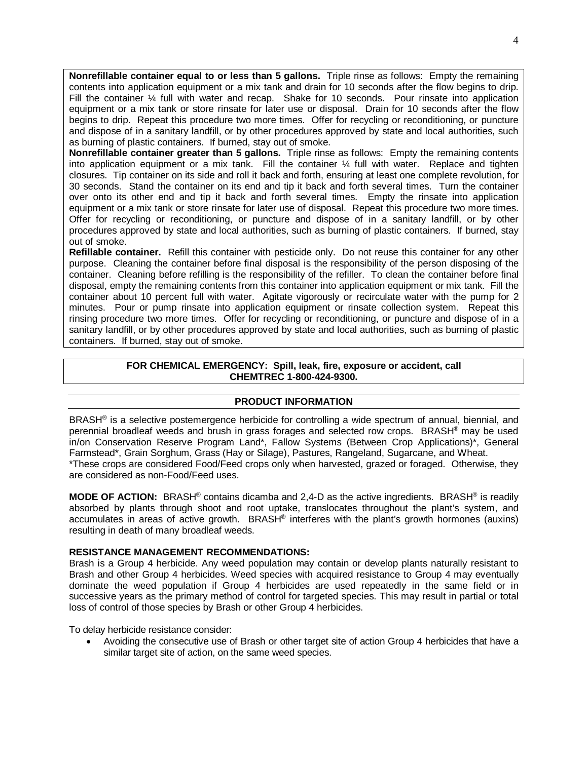**Nonrefillable container equal to or less than 5 gallons.** Triple rinse as follows: Empty the remaining contents into application equipment or a mix tank and drain for 10 seconds after the flow begins to drip. Fill the container ¼ full with water and recap. Shake for 10 seconds. Pour rinsate into application equipment or a mix tank or store rinsate for later use or disposal. Drain for 10 seconds after the flow begins to drip. Repeat this procedure two more times. Offer for recycling or reconditioning, or puncture and dispose of in a sanitary landfill, or by other procedures approved by state and local authorities, such as burning of plastic containers. If burned, stay out of smoke.

**Nonrefillable container greater than 5 gallons.** Triple rinse as follows: Empty the remaining contents into application equipment or a mix tank. Fill the container ¼ full with water. Replace and tighten closures. Tip container on its side and roll it back and forth, ensuring at least one complete revolution, for 30 seconds. Stand the container on its end and tip it back and forth several times. Turn the container over onto its other end and tip it back and forth several times. Empty the rinsate into application equipment or a mix tank or store rinsate for later use of disposal. Repeat this procedure two more times. Offer for recycling or reconditioning, or puncture and dispose of in a sanitary landfill, or by other procedures approved by state and local authorities, such as burning of plastic containers. If burned, stay out of smoke.

**Refillable container.** Refill this container with pesticide only. Do not reuse this container for any other purpose. Cleaning the container before final disposal is the responsibility of the person disposing of the container. Cleaning before refilling is the responsibility of the refiller. To clean the container before final disposal, empty the remaining contents from this container into application equipment or mix tank. Fill the container about 10 percent full with water. Agitate vigorously or recirculate water with the pump for 2 minutes. Pour or pump rinsate into application equipment or rinsate collection system. Repeat this rinsing procedure two more times. Offer for recycling or reconditioning, or puncture and dispose of in a sanitary landfill, or by other procedures approved by state and local authorities, such as burning of plastic containers. If burned, stay out of smoke.

**FOR CHEMICAL EMERGENCY: Spill, leak, fire, exposure or accident, call CHEMTREC 1-800-424-9300.**

## PRODUCT INFORMATION

BRASH® is a selective postemergence herbicide for controlling a wide spectrum of annual, biennial, and perennial broadleaf weeds and brush in grass forages and selected row crops. BRASH® may be used in/on Conservation Reserve Program Land*, Fallow Systems (Between Crop Applications)*, General Farmstead*, Grain Sorghum, Grass (Hay or Silage), Pastures, Rangeland, Sugarcane, and Wheat.
*These crops are considered Food/Feed crops only when harvested, grazed or foraged. Otherwise, they are considered as non-Food/Feed uses.

**MODE OF ACTION:** BRASH® contains dicamba and 2,4-D as the active ingredients. BRASH® is readily absorbed by plants through shoot and root uptake, translocates throughout the plant's system, and accumulates in areas of active growth. BRASH® interferes with the plant's growth hormones (auxins) resulting in death of many broadleaf weeds.

**RESISTANCE MANAGEMENT RECOMMENDATIONS:**
Brash is a Group 4 herbicide. Any weed population may contain or develop plants naturally resistant to Brash and other Group 4 herbicides. Weed species with acquired resistance to Group 4 may eventually dominate the weed population if Group 4 herbicides are used repeatedly in the same field or in successive years as the primary method of control for targeted species. This may result in partial or total loss of control of those species by Brash or other Group 4 herbicides.

To delay herbicide resistance consider:

- Avoiding the consecutive use of Brash or other target site of action Group 4 herbicides that have a similar target site of action, on the same weed species.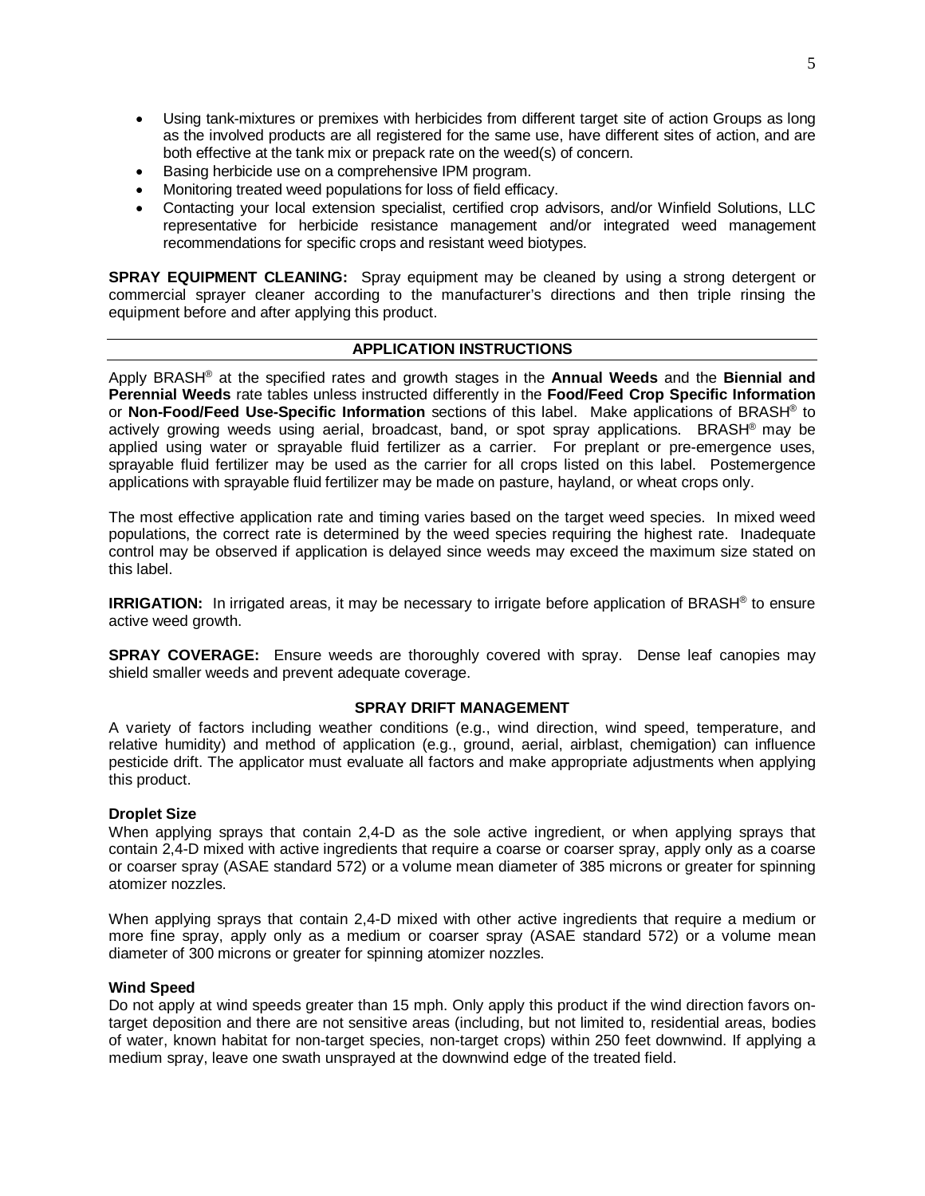- Using tank-mixtures or premixes with herbicides from different target site of action Groups as long as the involved products are all registered for the same use, have different sites of action, and are both effective at the tank mix or prepack rate on the weed(s) of concern.
- Basing herbicide use on a comprehensive IPM program.
- Monitoring treated weed populations for loss of field efficacy.
- Contacting your local extension specialist, certified crop advisors, and/or Winfield Solutions, LLC representative for herbicide resistance management and/or integrated weed management recommendations for specific crops and resistant weed biotypes.

**SPRAY EQUIPMENT CLEANING:** Spray equipment may be cleaned by using a strong detergent or commercial sprayer cleaner according to the manufacturer's directions and then triple rinsing the equipment before and after applying this product.

## APPLICATION INSTRUCTIONS

Apply BRASH® at the specified rates and growth stages in the **Annual Weeds** and the **Biennial and Perennial Weeds** rate tables unless instructed differently in the **Food/Feed Crop Specific Information** or **Non-Food/Feed Use-Specific Information** sections of this label. Make applications of BRASH® to actively growing weeds using aerial, broadcast, band, or spot spray applications. BRASH® may be applied using water or sprayable fluid fertilizer as a carrier. For preplant or pre-emergence uses, sprayable fluid fertilizer may be used as the carrier for all crops listed on this label. Postemergence applications with sprayable fluid fertilizer may be made on pasture, hayland, or wheat crops only.

The most effective application rate and timing varies based on the target weed species. In mixed weed populations, the correct rate is determined by the weed species requiring the highest rate. Inadequate control may be observed if application is delayed since weeds may exceed the maximum size stated on this label.

**IRRIGATION:** In irrigated areas, it may be necessary to irrigate before application of BRASH® to ensure active weed growth.

**SPRAY COVERAGE:** Ensure weeds are thoroughly covered with spray. Dense leaf canopies may shield smaller weeds and prevent adequate coverage.

### SPRAY DRIFT MANAGEMENT

A variety of factors including weather conditions (e.g., wind direction, wind speed, temperature, and relative humidity) and method of application (e.g., ground, aerial, airblast, chemigation) can influence pesticide drift. The applicator must evaluate all factors and make appropriate adjustments when applying this product.

**Droplet Size**

When applying sprays that contain 2,4-D as the sole active ingredient, or when applying sprays that contain 2,4-D mixed with active ingredients that require a coarse or coarser spray, apply only as a coarse or coarser spray (ASAE standard 572) or a volume mean diameter of 385 microns or greater for spinning atomizer nozzles.

When applying sprays that contain 2,4-D mixed with other active ingredients that require a medium or more fine spray, apply only as a medium or coarser spray (ASAE standard 572) or a volume mean diameter of 300 microns or greater for spinning atomizer nozzles.

**Wind Speed**

Do not apply at wind speeds greater than 15 mph. Only apply this product if the wind direction favors on-target deposition and there are not sensitive areas (including, but not limited to, residential areas, bodies of water, known habitat for non-target species, non-target crops) within 250 feet downwind. If applying a medium spray, leave one swath unsprayed at the downwind edge of the treated field.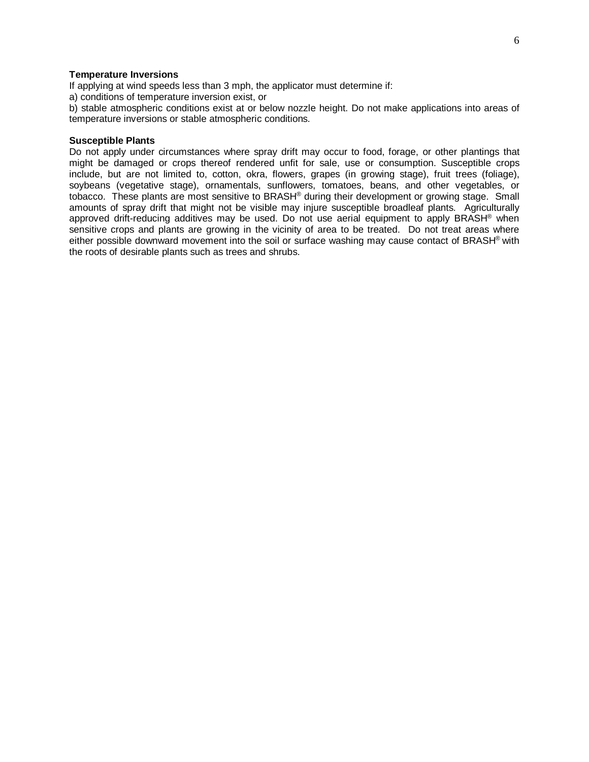**Temperature Inversions**

If applying at wind speeds less than 3 mph, the applicator must determine if:

a) conditions of temperature inversion exist, or

b) stable atmospheric conditions exist at or below nozzle height. Do not make applications into areas of temperature inversions or stable atmospheric conditions.

**Susceptible Plants**

Do not apply under circumstances where spray drift may occur to food, forage, or other plantings that might be damaged or crops thereof rendered unfit for sale, use or consumption. Susceptible crops include, but are not limited to, cotton, okra, flowers, grapes (in growing stage), fruit trees (foliage), soybeans (vegetative stage), ornamentals, sunflowers, tomatoes, beans, and other vegetables, or tobacco. These plants are most sensitive to BRASH® during their development or growing stage. Small amounts of spray drift that might not be visible may injure susceptible broadleaf plants. Agriculturally approved drift-reducing additives may be used. Do not use aerial equipment to apply BRASH® when sensitive crops and plants are growing in the vicinity of area to be treated. Do not treat areas where either possible downward movement into the soil or surface washing may cause contact of BRASH® with the roots of desirable plants such as trees and shrubs.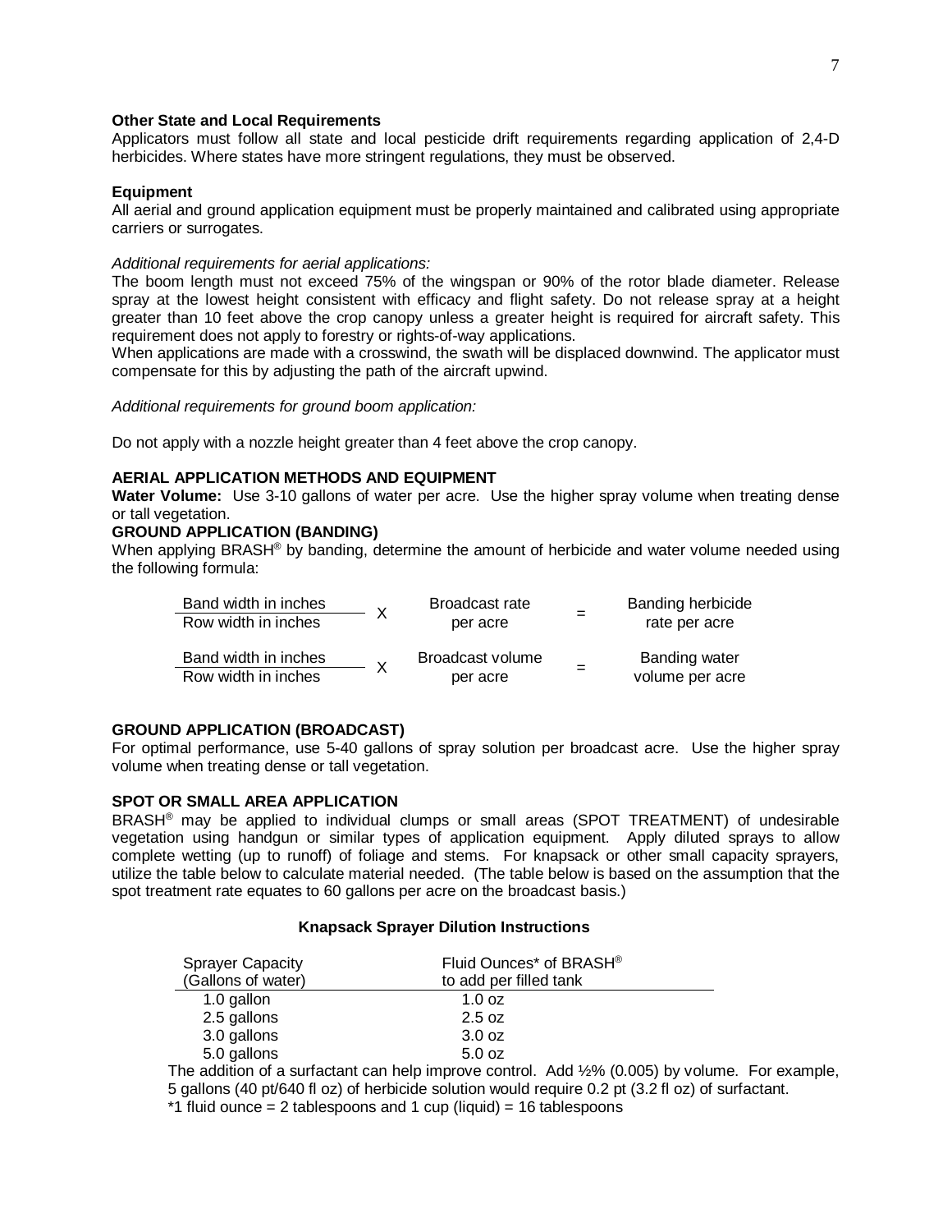**Other State and Local Requirements**

Applicators must follow all state and local pesticide drift requirements regarding application of 2,4-D herbicides. Where states have more stringent regulations, they must be observed.

**Equipment**

All aerial and ground application equipment must be properly maintained and calibrated using appropriate carriers or surrogates.

*Additional requirements for aerial applications:*

The boom length must not exceed 75% of the wingspan or 90% of the rotor blade diameter. Release spray at the lowest height consistent with efficacy and flight safety. Do not release spray at a height greater than 10 feet above the crop canopy unless a greater height is required for aircraft safety. This requirement does not apply to forestry or rights-of-way applications.

When applications are made with a crosswind, the swath will be displaced downwind. The applicator must compensate for this by adjusting the path of the aircraft upwind.

*Additional requirements for ground boom application:*

Do not apply with a nozzle height greater than 4 feet above the crop canopy.

**AERIAL APPLICATION METHODS AND EQUIPMENT**

**Water Volume:** Use 3-10 gallons of water per acre. Use the higher spray volume when treating dense or tall vegetation.

**GROUND APPLICATION (BANDING)**

When applying BRASH® by banding, determine the amount of herbicide and water volume needed using the following formula:

$$\frac{\text{Band width in inches}}{\text{Row width in inches}} \times \text{Broadcast rate per acre} = \text{Banding herbicide rate per acre}$$

$$\frac{\text{Band width in inches}}{\text{Row width in inches}} \times \text{Broadcast volume per acre} = \text{Banding water volume per acre}$$

**GROUND APPLICATION (BROADCAST)**

For optimal performance, use 5-40 gallons of spray solution per broadcast acre. Use the higher spray volume when treating dense or tall vegetation.

**SPOT OR SMALL AREA APPLICATION**

BRASH® may be applied to individual clumps or small areas (SPOT TREATMENT) of undesirable vegetation using handgun or similar types of application equipment. Apply diluted sprays to allow complete wetting (up to runoff) of foliage and stems. For knapsack or other small capacity sprayers, utilize the table below to calculate material needed. (The table below is based on the assumption that the spot treatment rate equates to 60 gallons per acre on the broadcast basis.)

**Knapsack Sprayer Dilution Instructions**

| Sprayer Capacity (Gallons of water) | Fluid Ounces* of BRASH® to add per filled tank |
|---|---|
| 1.0 gallon | 1.0 oz |
| 2.5 gallons | 2.5 oz |
| 3.0 gallons | 3.0 oz |
| 5.0 gallons | 5.0 oz |

The addition of a surfactant can help improve control. Add ½% (0.005) by volume. For example, 5 gallons (40 pt/640 fl oz) of herbicide solution would require 0.2 pt (3.2 fl oz) of surfactant.

*1 fluid ounce = 2 tablespoons and 1 cup (liquid) = 16 tablespoons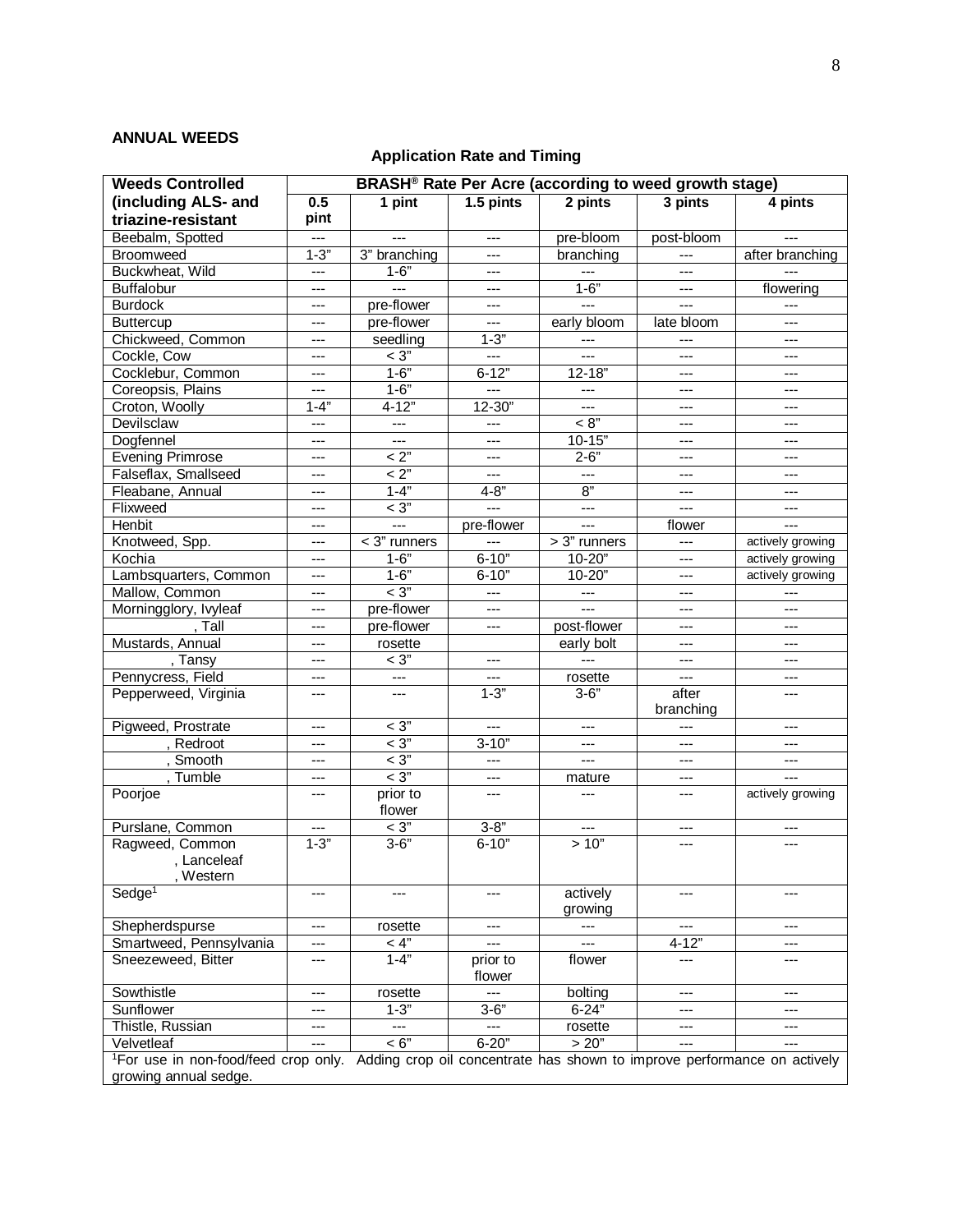**ANNUAL WEEDS**

**Application Rate and Timing**

| Weeds Controlled (including ALS- and triazine-resistant | BRASH® Rate Per Acre (according to weed growth stage) | | | | | |
|---|---|---|---|---|---|---|
| | 0.5 pint | 1 pint | 1.5 pints | 2 pints | 3 pints | 4 pints |
| Beebalm, Spotted | --- | --- | --- | pre-bloom | post-bloom | --- |
| Broomweed | 1-3" | 3" branching | --- | branching | --- | after branching |
| Buckwheat, Wild | --- | 1-6" | --- | --- | --- | --- |
| Buffalobur | --- | --- | --- | 1-6" | --- | flowering |
| Burdock | --- | pre-flower | --- | --- | --- | --- |
| Buttercup | --- | pre-flower | --- | early bloom | late bloom | --- |
| Chickweed, Common | --- | seedling | 1-3" | --- | --- | --- |
| Cockle, Cow | --- | < 3" | --- | --- | --- | --- |
| Cocklebur, Common | --- | 1-6" | 6-12" | 12-18" | --- | --- |
| Coreopsis, Plains | --- | 1-6" | --- | --- | --- | --- |
| Croton, Woolly | 1-4" | 4-12" | 12-30" | --- | --- | --- |
| Devilsclaw | --- | --- | --- | < 8" | --- | --- |
| Dogfennel | --- | --- | --- | 10-15" | --- | --- |
| Evening Primrose | --- | < 2" | --- | 2-6" | --- | --- |
| Falseflax, Smallseed | --- | < 2" | --- | --- | --- | --- |
| Fleabane, Annual | --- | 1-4" | 4-8" | 8" | --- | --- |
| Flixweed | --- | < 3" | --- | --- | --- | --- |
| Henbit | --- | --- | pre-flower | --- | flower | --- |
| Knotweed, Spp. | --- | < 3" runners | --- | > 3" runners | --- | actively growing |
| Kochia | --- | 1-6" | 6-10" | 10-20" | --- | actively growing |
| Lambsquarters, Common | --- | 1-6" | 6-10" | 10-20" | --- | actively growing |
| Mallow, Common | --- | < 3" | --- | --- | --- | --- |
| Morningglory, Ivyleaf | --- | pre-flower | --- | --- | --- | --- |
| , Tall | --- | pre-flower | --- | post-flower | --- | --- |
| Mustards, Annual | --- | rosette | | early bolt | --- | --- |
| , Tansy | --- | < 3" | --- | --- | --- | --- |
| Pennycress, Field | --- | --- | --- | rosette | --- | --- |
| Pepperweed, Virginia | --- | --- | 1-3" | 3-6" | after branching | --- |
| Pigweed, Prostrate | --- | < 3" | --- | --- | --- | --- |
| , Redroot | --- | < 3" | 3-10" | --- | --- | --- |
| , Smooth | --- | < 3" | --- | --- | --- | --- |
| , Tumble | --- | < 3" | --- | mature | --- | --- |
| Poorjoe | --- | prior to flower | --- | --- | --- | actively growing |
| Purslane, Common | --- | < 3" | 3-8" | --- | --- | --- |
| Ragweed, Common , Lanceleaf , Western | 1-3" | 3-6" | 6-10" | > 10" | --- | --- |
| Sedge[1] | --- | --- | --- | actively growing | --- | --- |
| Shepherdspurse | --- | rosette | --- | --- | --- | --- |
| Smartweed, Pennsylvania | --- | < 4" | --- | --- | 4-12" | --- |
| Sneezeweed, Bitter | --- | 1-4" | prior to flower | flower | --- | --- |
| Sowthistle | --- | rosette | --- | bolting | --- | --- |
| Sunflower | --- | 1-3" | 3-6" | 6-24" | --- | --- |
| Thistle, Russian | --- | --- | --- | rosette | --- | --- |
| Velvetleaf | --- | < 6" | 6-20" | > 20" | --- | --- |

[1]For use in non-food/feed crop only. Adding crop oil concentrate has shown to improve performance on actively growing annual sedge.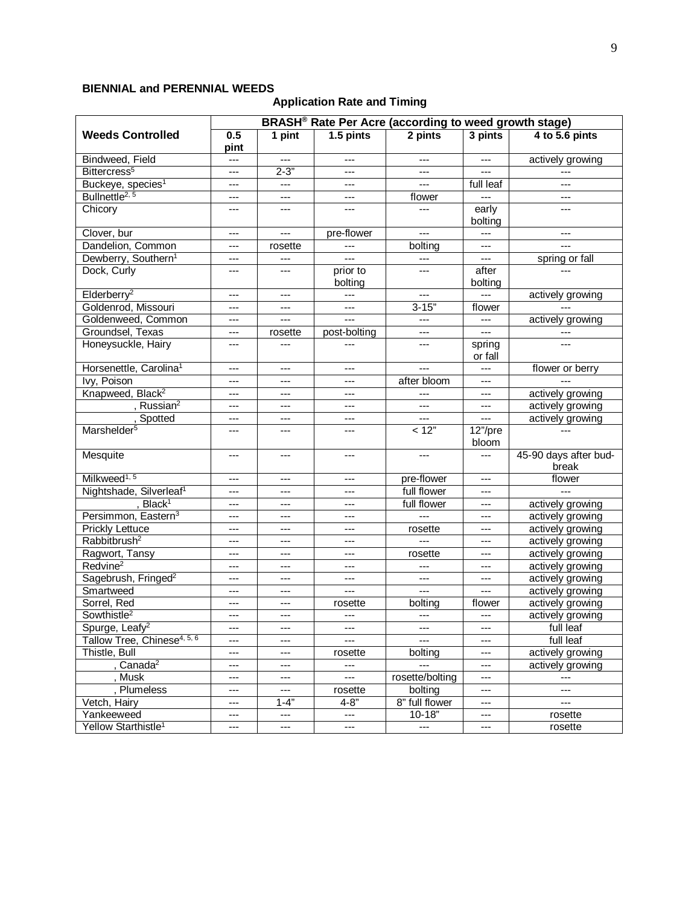**BIENNIAL and PERENNIAL WEEDS**

**Application Rate and Timing**

| Weeds Controlled | BRASH® Rate Per Acre (according to weed growth stage) | | | | | |
|---|---|---|---|---|---|---|
| | 0.5 pint | 1 pint | 1.5 pints | 2 pints | 3 pints | 4 to 5.6 pints |
| Bindweed, Field | --- | --- | --- | --- | --- | actively growing |
| Bittercress[5] | --- | 2-3" | --- | --- | --- | --- |
| Buckeye, species[1] | --- | --- | --- | --- | full leaf | --- |
| Bullnettle[2, 5] | --- | --- | --- | flower | --- | --- |
| Chicory | --- | --- | --- | --- | early bolting | --- |
| Clover, bur | --- | --- | pre-flower | --- | --- | --- |
| Dandelion, Common | --- | rosette | --- | bolting | --- | --- |
| Dewberry, Southern[1] | --- | --- | --- | --- | --- | spring or fall |
| Dock, Curly | --- | --- | prior to bolting | --- | after bolting | --- |
| Elderberry[2] | --- | --- | --- | --- | --- | actively growing |
| Goldenrod, Missouri | --- | --- | --- | 3-15" | flower | --- |
| Goldenweed, Common | --- | --- | --- | --- | --- | actively growing |
| Groundsel, Texas | --- | rosette | post-bolting | --- | --- | --- |
| Honeysuckle, Hairy | --- | --- | --- | --- | spring or fall | --- |
| Horsenettle, Carolina[1] | --- | --- | --- | --- | --- | flower or berry |
| Ivy, Poison | --- | --- | --- | after bloom | --- | --- |
| Knapweed, Black[2] | --- | --- | --- | --- | --- | actively growing |
| , Russian[2] | --- | --- | --- | --- | --- | actively growing |
| , Spotted | --- | --- | --- | --- | --- | actively growing |
| Marshelder[5] | --- | --- | --- | < 12" | 12"/pre bloom | --- |
| Mesquite | --- | --- | --- | --- | --- | 45-90 days after bud-break |
| Milkweed[1, 5] | --- | --- | --- | pre-flower | --- | flower |
| Nightshade, Silverleaf[1] | --- | --- | --- | full flower | --- | --- |
| , Black[1] | --- | --- | --- | full flower | --- | actively growing |
| Persimmon, Eastern[3] | --- | --- | --- | --- | --- | actively growing |
| Prickly Lettuce | --- | --- | --- | rosette | --- | actively growing |
| Rabbitbrush[2] | --- | --- | --- | --- | --- | actively growing |
| Ragwort, Tansy | --- | --- | --- | rosette | --- | actively growing |
| Redvine[2] | --- | --- | --- | --- | --- | actively growing |
| Sagebrush, Fringed[2] | --- | --- | --- | --- | --- | actively growing |
| Smartweed | --- | --- | --- | --- | --- | actively growing |
| Sorrel, Red | --- | --- | rosette | bolting | flower | actively growing |
| Sowthistle[2] | --- | --- | --- | --- | --- | actively growing |
| Spurge, Leafy[2] | --- | --- | --- | --- | --- | full leaf |
| Tallow Tree, Chinese[4, 5, 6] | --- | --- | --- | --- | --- | full leaf |
| Thistle, Bull | --- | --- | rosette | bolting | --- | actively growing |
| , Canada[2] | --- | --- | --- | --- | --- | actively growing |
| , Musk | --- | --- | --- | rosette/bolting | --- | --- |
| , Plumeless | --- | --- | rosette | bolting | --- | --- |
| Vetch, Hairy | --- | 1-4" | 4-8" | 8" full flower | --- | --- |
| Yankeeweed | --- | --- | --- | 10-18" | --- | rosette |
| Yellow Starthistle[1] | --- | --- | --- | --- | --- | rosette |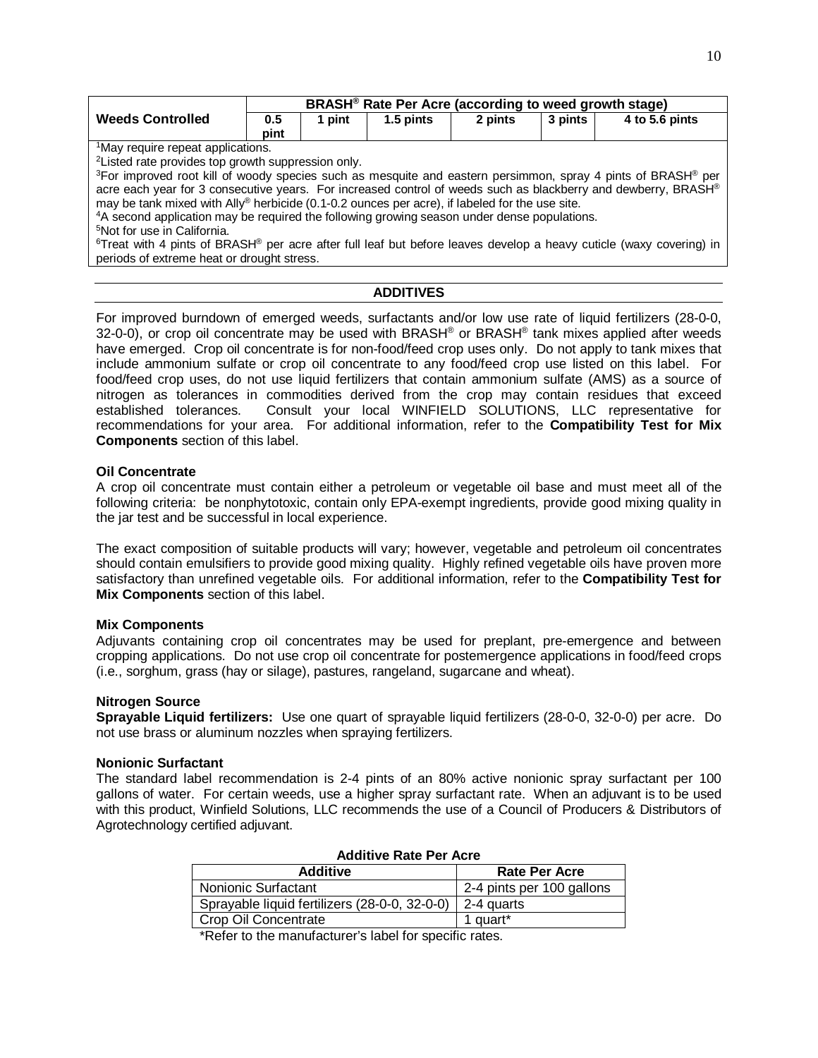| Weeds Controlled | BRASH® Rate Per Acre (according to weed growth stage) | | | | | |
|---|---|---|---|---|---|---|
| | 0.5 pint | 1 pint | 1.5 pints | 2 pints | 3 pints | 4 to 5.6 pints |

[1]May require repeat applications.
[2]Listed rate provides top growth suppression only.
[3]For improved root kill of woody species such as mesquite and eastern persimmon, spray 4 pints of BRASH® per acre each year for 3 consecutive years. For increased control of weeds such as blackberry and dewberry, BRASH® may be tank mixed with Ally® herbicide (0.1-0.2 ounces per acre), if labeled for the use site.
[4]A second application may be required the following growing season under dense populations.
[5]Not for use in California.
[6]Treat with 4 pints of BRASH® per acre after full leaf but before leaves develop a heavy cuticle (waxy covering) in periods of extreme heat or drought stress.

## ADDITIVES

For improved burndown of emerged weeds, surfactants and/or low use rate of liquid fertilizers (28-0-0, 32-0-0), or crop oil concentrate may be used with BRASH® or BRASH® tank mixes applied after weeds have emerged. Crop oil concentrate is for non-food/feed crop uses only. Do not apply to tank mixes that include ammonium sulfate or crop oil concentrate to any food/feed crop use listed on this label. For food/feed crop uses, do not use liquid fertilizers that contain ammonium sulfate (AMS) as a source of nitrogen as tolerances in commodities derived from the crop may contain residues that exceed established tolerances. Consult your local WINFIELD SOLUTIONS, LLC representative for recommendations for your area. For additional information, refer to the **Compatibility Test for Mix Components** section of this label.

### Oil Concentrate

A crop oil concentrate must contain either a petroleum or vegetable oil base and must meet all of the following criteria: be nonphytotoxic, contain only EPA-exempt ingredients, provide good mixing quality in the jar test and be successful in local experience.

The exact composition of suitable products will vary; however, vegetable and petroleum oil concentrates should contain emulsifiers to provide good mixing quality. Highly refined vegetable oils have proven more satisfactory than unrefined vegetable oils. For additional information, refer to the **Compatibility Test for Mix Components** section of this label.

### Mix Components

Adjuvants containing crop oil concentrates may be used for preplant, pre-emergence and between cropping applications. Do not use crop oil concentrate for postemergence applications in food/feed crops (i.e., sorghum, grass (hay or silage), pastures, rangeland, sugarcane and wheat).

### Nitrogen Source

**Sprayable Liquid fertilizers:** Use one quart of sprayable liquid fertilizers (28-0-0, 32-0-0) per acre. Do not use brass or aluminum nozzles when spraying fertilizers.

### Nonionic Surfactant

The standard label recommendation is 2-4 pints of an 80% active nonionic spray surfactant per 100 gallons of water. For certain weeds, use a higher spray surfactant rate. When an adjuvant is to be used with this product, Winfield Solutions, LLC recommends the use of a Council of Producers & Distributors of Agrotechnology certified adjuvant.

**Additive Rate Per Acre**

| Additive | Rate Per Acre |
|---|---|
| Nonionic Surfactant | 2-4 pints per 100 gallons |
| Sprayable liquid fertilizers (28-0-0, 32-0-0) | 2-4 quarts |
| Crop Oil Concentrate | 1 quart* |

*Refer to the manufacturer's label for specific rates.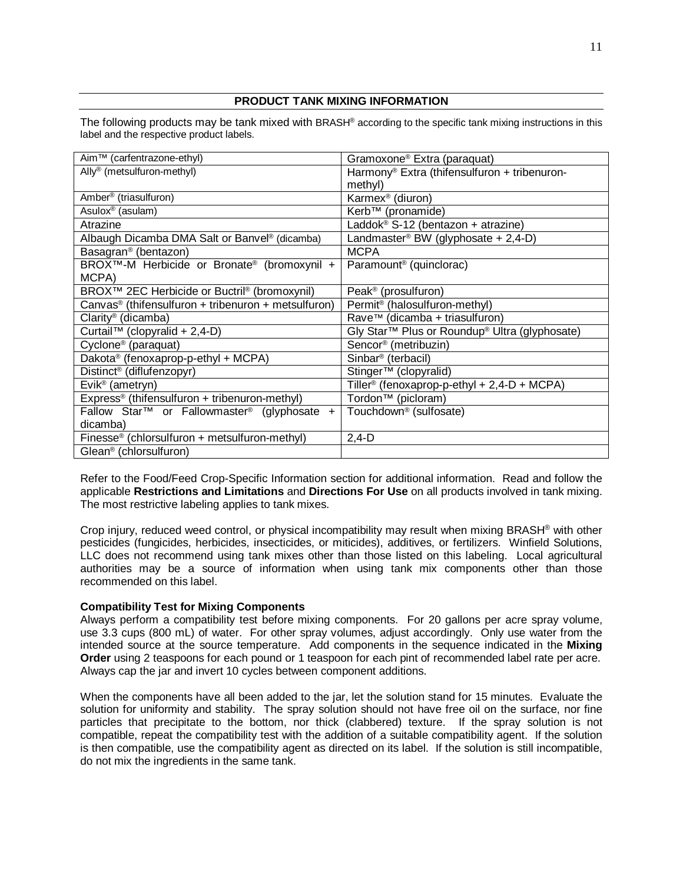## PRODUCT TANK MIXING INFORMATION

The following products may be tank mixed with BRASH® according to the specific tank mixing instructions in this label and the respective product labels.

| | |
|---|---|
| Aim™ (carfentrazone-ethyl) | Gramoxone® Extra (paraquat) |
| Ally® (metsulfuron-methyl) | Harmony® Extra (thifensulfuron + tribenuron-methyl) |
| Amber® (triasulfuron) | Karmex® (diuron) |
| Asulox® (asulam) | Kerb™ (pronamide) |
| Atrazine | Laddok® S-12 (bentazon + atrazine) |
| Albaugh Dicamba DMA Salt or Banvel® (dicamba) | Landmaster® BW (glyphosate + 2,4-D) |
| Basagran® (bentazon) | MCPA |
| BROX™-M Herbicide or Bronate® (bromoxynil + MCPA) | Paramount® (quinclorac) |
| BROX™ 2EC Herbicide or Buctril® (bromoxynil) | Peak® (prosulfuron) |
| Canvas® (thifensulfuron + tribenuron + metsulfuron) | Permit® (halosulfuron-methyl) |
| Clarity® (dicamba) | Rave™ (dicamba + triasulfuron) |
| Curtail™ (clopyralid + 2,4-D) | Gly Star™ Plus or Roundup® Ultra (glyphosate) |
| Cyclone® (paraquat) | Sencor® (metribuzin) |
| Dakota® (fenoxaprop-p-ethyl + MCPA) | Sinbar® (terbacil) |
| Distinct® (diflufenzopyr) | Stinger™ (clopyralid) |
| Evik® (ametryn) | Tiller® (fenoxaprop-p-ethyl + 2,4-D + MCPA) |
| Express® (thifensulfuron + tribenuron-methyl) | Tordon™ (picloram) |
| Fallow Star™ or Fallowmaster® (glyphosate + dicamba) | Touchdown® (sulfosate) |
| Finesse® (chlorsulfuron + metsulfuron-methyl) | 2,4-D |
| Glean® (chlorsulfuron) | |

Refer to the Food/Feed Crop-Specific Information section for additional information. Read and follow the applicable **Restrictions and Limitations** and **Directions For Use** on all products involved in tank mixing. The most restrictive labeling applies to tank mixes.

Crop injury, reduced weed control, or physical incompatibility may result when mixing BRASH® with other pesticides (fungicides, herbicides, insecticides, or miticides), additives, or fertilizers. Winfield Solutions, LLC does not recommend using tank mixes other than those listed on this labeling. Local agricultural authorities may be a source of information when using tank mix components other than those recommended on this label.

**Compatibility Test for Mixing Components**

Always perform a compatibility test before mixing components. For 20 gallons per acre spray volume, use 3.3 cups (800 mL) of water. For other spray volumes, adjust accordingly. Only use water from the intended source at the source temperature. Add components in the sequence indicated in the **Mixing Order** using 2 teaspoons for each pound or 1 teaspoon for each pint of recommended label rate per acre. Always cap the jar and invert 10 cycles between component additions.

When the components have all been added to the jar, let the solution stand for 15 minutes. Evaluate the solution for uniformity and stability. The spray solution should not have free oil on the surface, nor fine particles that precipitate to the bottom, nor thick (clabbered) texture. If the spray solution is not compatible, repeat the compatibility test with the addition of a suitable compatibility agent. If the solution is then compatible, use the compatibility agent as directed on its label. If the solution is still incompatible, do not mix the ingredients in the same tank.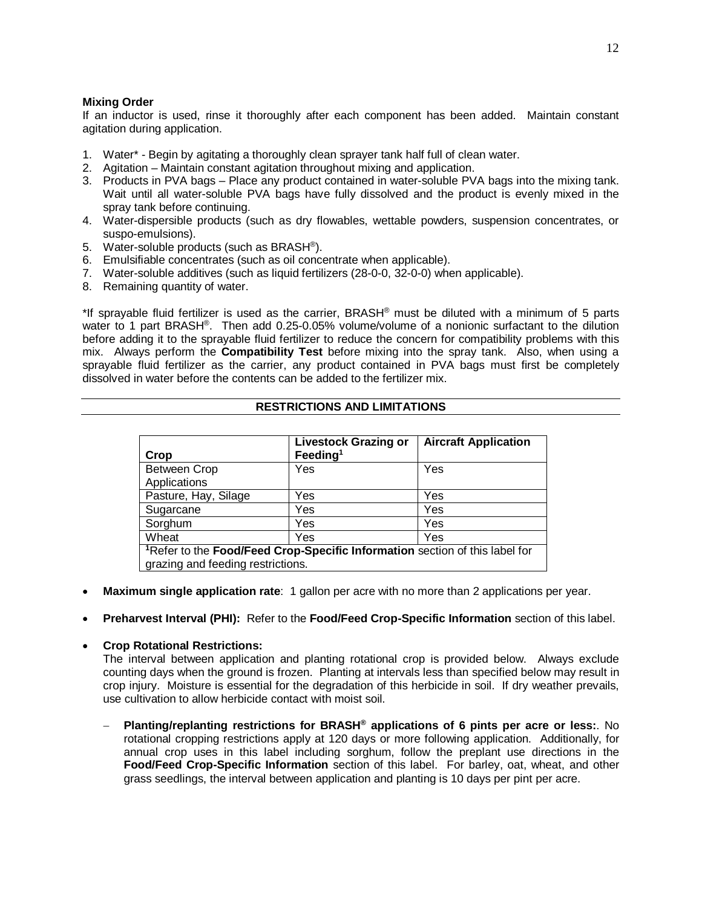**Mixing Order**

If an inductor is used, rinse it thoroughly after each component has been added. Maintain constant agitation during application.

1. Water* - Begin by agitating a thoroughly clean sprayer tank half full of clean water.
2. Agitation – Maintain constant agitation throughout mixing and application.
3. Products in PVA bags – Place any product contained in water-soluble PVA bags into the mixing tank. Wait until all water-soluble PVA bags have fully dissolved and the product is evenly mixed in the spray tank before continuing.
4. Water-dispersible products (such as dry flowables, wettable powders, suspension concentrates, or suspo-emulsions).
5. Water-soluble products (such as BRASH®).
6. Emulsifiable concentrates (such as oil concentrate when applicable).
7. Water-soluble additives (such as liquid fertilizers (28-0-0, 32-0-0) when applicable).
8. Remaining quantity of water.

*If sprayable fluid fertilizer is used as the carrier, BRASH® must be diluted with a minimum of 5 parts water to 1 part BRASH®. Then add 0.25-0.05% volume/volume of a nonionic surfactant to the dilution before adding it to the sprayable fluid fertilizer to reduce the concern for compatibility problems with this mix. Always perform the **Compatibility Test** before mixing into the spray tank. Also, when using a sprayable fluid fertilizer as the carrier, any product contained in PVA bags must first be completely dissolved in water before the contents can be added to the fertilizer mix.

## RESTRICTIONS AND LIMITATIONS

| Crop | Livestock Grazing or Feeding[1] | Aircraft Application |
|---|---|---|
| Between Crop Applications | Yes | Yes |
| Pasture, Hay, Silage | Yes | Yes |
| Sugarcane | Yes | Yes |
| Sorghum | Yes | Yes |
| Wheat | Yes | Yes |
| [1]Refer to the **Food/Feed Crop-Specific Information** section of this label for grazing and feeding restrictions. | | |

- **Maximum single application rate**: 1 gallon per acre with no more than 2 applications per year.
- **Preharvest Interval (PHI):** Refer to the **Food/Feed Crop-Specific Information** section of this label.
- **Crop Rotational Restrictions:**
  The interval between application and planting rotational crop is provided below. Always exclude counting days when the ground is frozen. Planting at intervals less than specified below may result in crop injury. Moisture is essential for the degradation of this herbicide in soil. If dry weather prevails, use cultivation to allow herbicide contact with moist soil.
  - **Planting/replanting restrictions for BRASH® applications of 6 pints per acre or less:**. No rotational cropping restrictions apply at 120 days or more following application. Additionally, for annual crop uses in this label including sorghum, follow the preplant use directions in the **Food/Feed Crop-Specific Information** section of this label. For barley, oat, wheat, and other grass seedlings, the interval between application and planting is 10 days per pint per acre.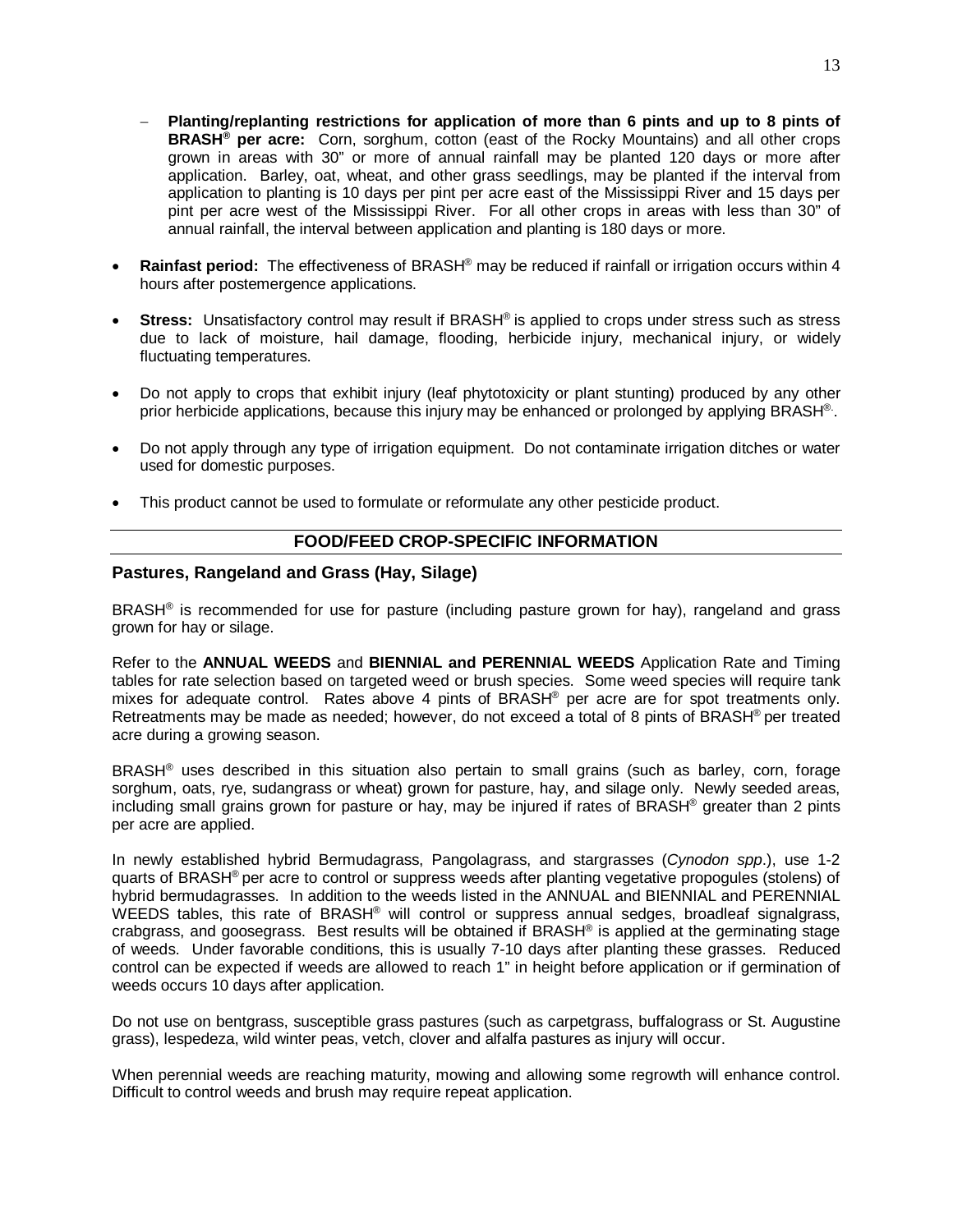- **Planting/replanting restrictions for application of more than 6 pints and up to 8 pints of BRASH® per acre:** Corn, sorghum, cotton (east of the Rocky Mountains) and all other crops grown in areas with 30" or more of annual rainfall may be planted 120 days or more after application. Barley, oat, wheat, and other grass seedlings, may be planted if the interval from application to planting is 10 days per pint per acre east of the Mississippi River and 15 days per pint per acre west of the Mississippi River. For all other crops in areas with less than 30" of annual rainfall, the interval between application and planting is 180 days or more.

- **Rainfast period:** The effectiveness of BRASH® may be reduced if rainfall or irrigation occurs within 4 hours after postemergence applications.
- **Stress:** Unsatisfactory control may result if BRASH® is applied to crops under stress such as stress due to lack of moisture, hail damage, flooding, herbicide injury, mechanical injury, or widely fluctuating temperatures.
- Do not apply to crops that exhibit injury (leaf phytotoxicity or plant stunting) produced by any other prior herbicide applications, because this injury may be enhanced or prolonged by applying BRASH®.
- Do not apply through any type of irrigation equipment. Do not contaminate irrigation ditches or water used for domestic purposes.
- This product cannot be used to formulate or reformulate any other pesticide product.

## FOOD/FEED CROP-SPECIFIC INFORMATION

### Pastures, Rangeland and Grass (Hay, Silage)

BRASH® is recommended for use for pasture (including pasture grown for hay), rangeland and grass grown for hay or silage.

Refer to the **ANNUAL WEEDS** and **BIENNIAL and PERENNIAL WEEDS** Application Rate and Timing tables for rate selection based on targeted weed or brush species. Some weed species will require tank mixes for adequate control. Rates above 4 pints of BRASH® per acre are for spot treatments only. Retreatments may be made as needed; however, do not exceed a total of 8 pints of BRASH® per treated acre during a growing season.

BRASH® uses described in this situation also pertain to small grains (such as barley, corn, forage sorghum, oats, rye, sudangrass or wheat) grown for pasture, hay, and silage only. Newly seeded areas, including small grains grown for pasture or hay, may be injured if rates of BRASH® greater than 2 pints per acre are applied.

In newly established hybrid Bermudagrass, Pangolagrass, and stargrasses (*Cynodon spp.*), use 1-2 quarts of BRASH® per acre to control or suppress weeds after planting vegetative propogules (stolens) of hybrid bermudagrasses. In addition to the weeds listed in the ANNUAL and BIENNIAL and PERENNIAL WEEDS tables, this rate of BRASH® will control or suppress annual sedges, broadleaf signalgrass, crabgrass, and goosegrass. Best results will be obtained if BRASH® is applied at the germinating stage of weeds. Under favorable conditions, this is usually 7-10 days after planting these grasses. Reduced control can be expected if weeds are allowed to reach 1" in height before application or if germination of weeds occurs 10 days after application.

Do not use on bentgrass, susceptible grass pastures (such as carpetgrass, buffalograss or St. Augustine grass), lespedeza, wild winter peas, vetch, clover and alfalfa pastures as injury will occur.

When perennial weeds are reaching maturity, mowing and allowing some regrowth will enhance control. Difficult to control weeds and brush may require repeat application.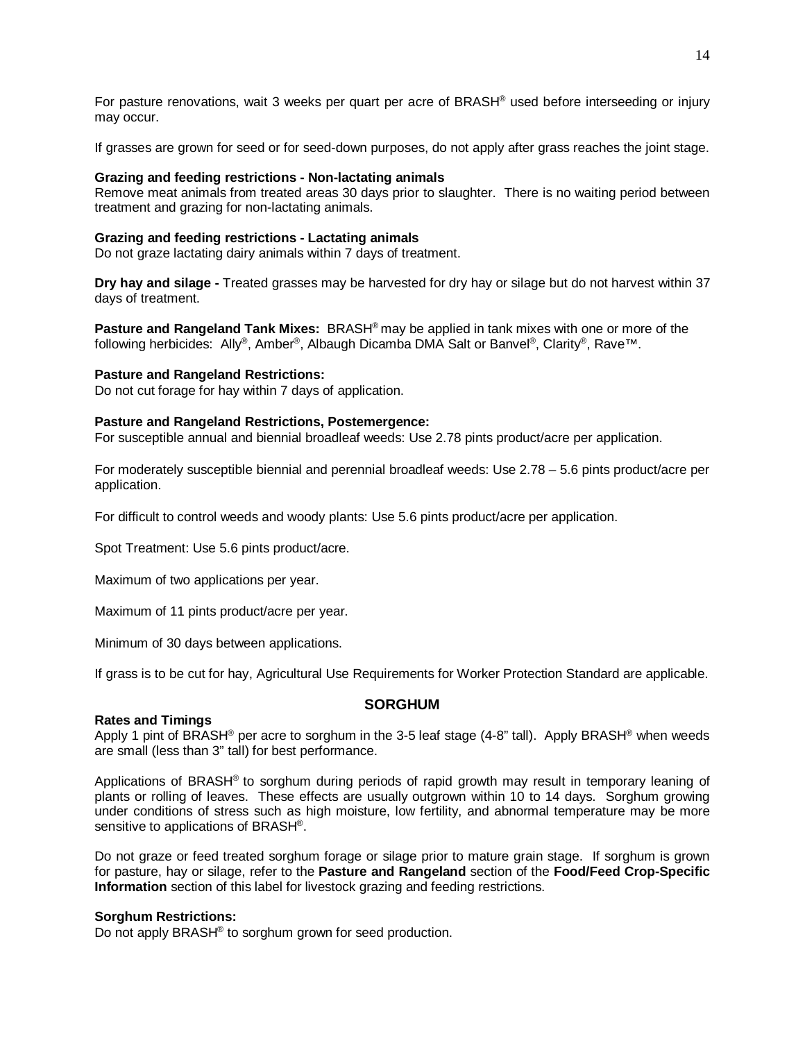For pasture renovations, wait 3 weeks per quart per acre of BRASH® used before interseeding or injury may occur.

If grasses are grown for seed or for seed-down purposes, do not apply after grass reaches the joint stage.

**Grazing and feeding restrictions - Non-lactating animals**
Remove meat animals from treated areas 30 days prior to slaughter. There is no waiting period between treatment and grazing for non-lactating animals.

**Grazing and feeding restrictions - Lactating animals**
Do not graze lactating dairy animals within 7 days of treatment.

**Dry hay and silage -** Treated grasses may be harvested for dry hay or silage but do not harvest within 37 days of treatment.

**Pasture and Rangeland Tank Mixes:** BRASH® may be applied in tank mixes with one or more of the following herbicides: Ally®, Amber®, Albaugh Dicamba DMA Salt or Banvel®, Clarity®, Rave™.

**Pasture and Rangeland Restrictions:**
Do not cut forage for hay within 7 days of application.

**Pasture and Rangeland Restrictions, Postemergence:**
For susceptible annual and biennial broadleaf weeds: Use 2.78 pints product/acre per application.

For moderately susceptible biennial and perennial broadleaf weeds: Use 2.78 – 5.6 pints product/acre per application.

For difficult to control weeds and woody plants: Use 5.6 pints product/acre per application.

Spot Treatment: Use 5.6 pints product/acre.

Maximum of two applications per year.

Maximum of 11 pints product/acre per year.

Minimum of 30 days between applications.

If grass is to be cut for hay, Agricultural Use Requirements for Worker Protection Standard are applicable.

## SORGHUM

**Rates and Timings**
Apply 1 pint of BRASH® per acre to sorghum in the 3-5 leaf stage (4-8" tall). Apply BRASH® when weeds are small (less than 3" tall) for best performance.

Applications of BRASH® to sorghum during periods of rapid growth may result in temporary leaning of plants or rolling of leaves. These effects are usually outgrown within 10 to 14 days. Sorghum growing under conditions of stress such as high moisture, low fertility, and abnormal temperature may be more sensitive to applications of BRASH®.

Do not graze or feed treated sorghum forage or silage prior to mature grain stage. If sorghum is grown for pasture, hay or silage, refer to the **Pasture and Rangeland** section of the **Food/Feed Crop-Specific Information** section of this label for livestock grazing and feeding restrictions.

**Sorghum Restrictions:**
Do not apply BRASH® to sorghum grown for seed production.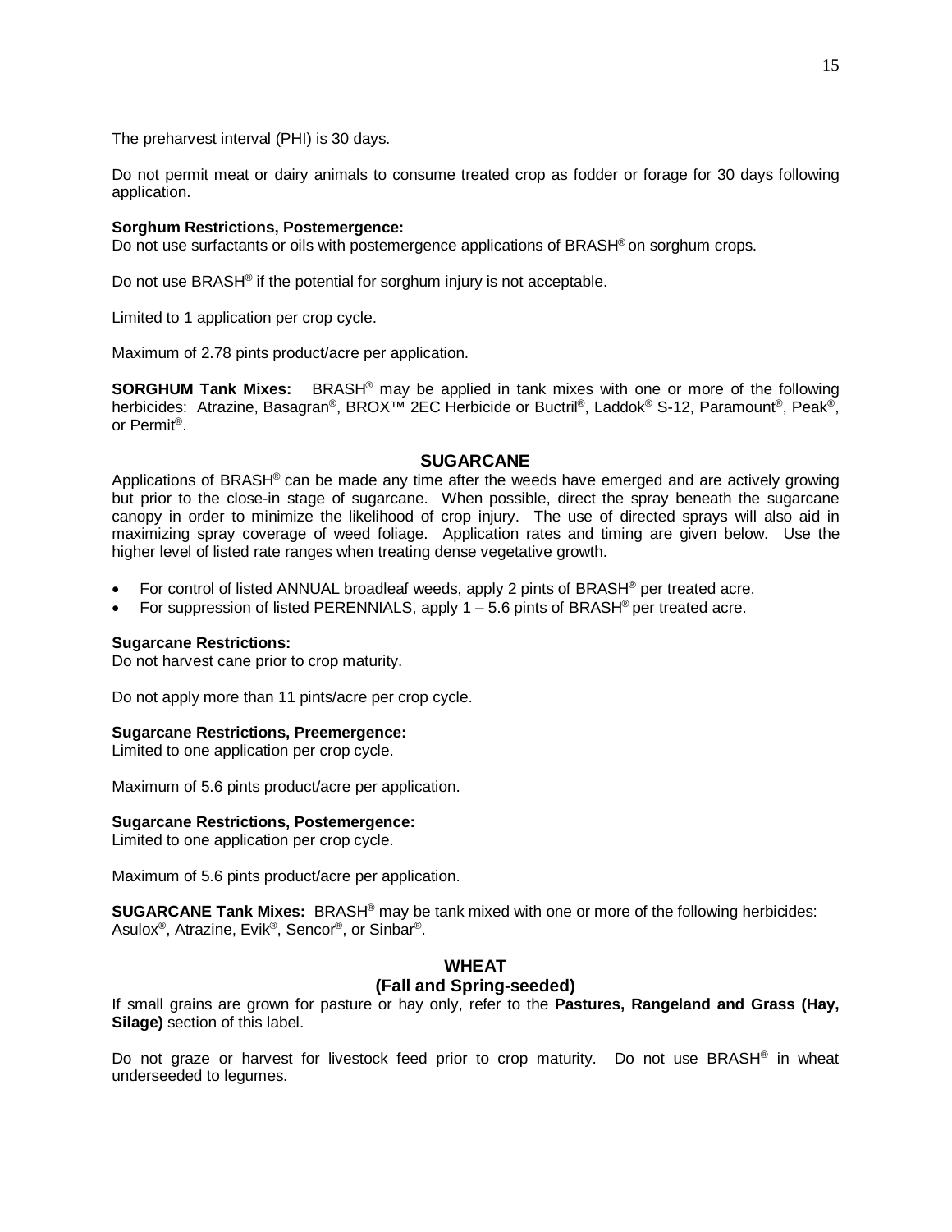The preharvest interval (PHI) is 30 days.

Do not permit meat or dairy animals to consume treated crop as fodder or forage for 30 days following application.

**Sorghum Restrictions, Postemergence:**
Do not use surfactants or oils with postemergence applications of BRASH® on sorghum crops.

Do not use BRASH® if the potential for sorghum injury is not acceptable.

Limited to 1 application per crop cycle.

Maximum of 2.78 pints product/acre per application.

**SORGHUM Tank Mixes:** BRASH® may be applied in tank mixes with one or more of the following herbicides: Atrazine, Basagran®, BROX™ 2EC Herbicide or Buctril®, Laddok® S-12, Paramount®, Peak®, or Permit®.

## SUGARCANE

Applications of BRASH® can be made any time after the weeds have emerged and are actively growing but prior to the close-in stage of sugarcane. When possible, direct the spray beneath the sugarcane canopy in order to minimize the likelihood of crop injury. The use of directed sprays will also aid in maximizing spray coverage of weed foliage. Application rates and timing are given below. Use the higher level of listed rate ranges when treating dense vegetative growth.

- For control of listed ANNUAL broadleaf weeds, apply 2 pints of BRASH® per treated acre.
- For suppression of listed PERENNIALS, apply 1 – 5.6 pints of BRASH® per treated acre.

**Sugarcane Restrictions:**
Do not harvest cane prior to crop maturity.

Do not apply more than 11 pints/acre per crop cycle.

**Sugarcane Restrictions, Preemergence:**
Limited to one application per crop cycle.

Maximum of 5.6 pints product/acre per application.

**Sugarcane Restrictions, Postemergence:**
Limited to one application per crop cycle.

Maximum of 5.6 pints product/acre per application.

**SUGARCANE Tank Mixes:** BRASH® may be tank mixed with one or more of the following herbicides: Asulox®, Atrazine, Evik®, Sencor®, or Sinbar®.

## WHEAT
### (Fall and Spring-seeded)

If small grains are grown for pasture or hay only, refer to the **Pastures, Rangeland and Grass (Hay, Silage)** section of this label.

Do not graze or harvest for livestock feed prior to crop maturity. Do not use BRASH® in wheat underseeded to legumes.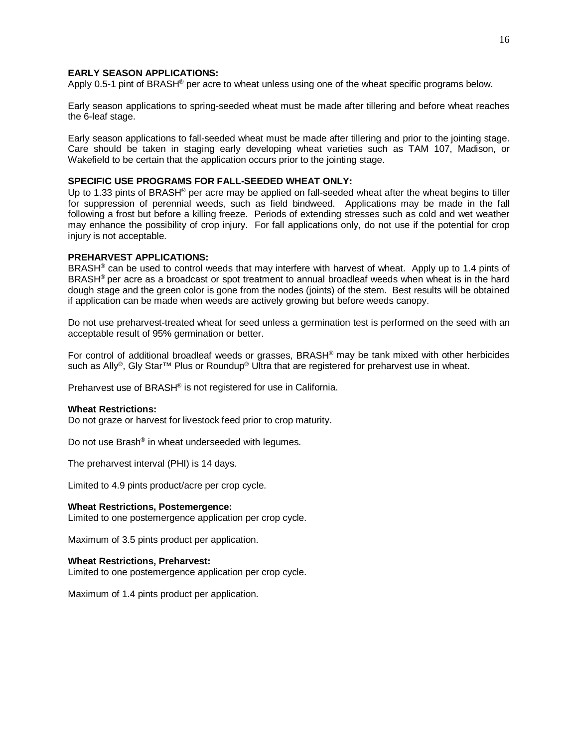**EARLY SEASON APPLICATIONS:**
Apply 0.5-1 pint of BRASH® per acre to wheat unless using one of the wheat specific programs below.

Early season applications to spring-seeded wheat must be made after tillering and before wheat reaches the 6-leaf stage.

Early season applications to fall-seeded wheat must be made after tillering and prior to the jointing stage. Care should be taken in staging early developing wheat varieties such as TAM 107, Madison, or Wakefield to be certain that the application occurs prior to the jointing stage.

**SPECIFIC USE PROGRAMS FOR FALL-SEEDED WHEAT ONLY:**
Up to 1.33 pints of BRASH® per acre may be applied on fall-seeded wheat after the wheat begins to tiller for suppression of perennial weeds, such as field bindweed. Applications may be made in the fall following a frost but before a killing freeze. Periods of extending stresses such as cold and wet weather may enhance the possibility of crop injury. For fall applications only, do not use if the potential for crop injury is not acceptable.

**PREHARVEST APPLICATIONS:**
BRASH® can be used to control weeds that may interfere with harvest of wheat. Apply up to 1.4 pints of BRASH® per acre as a broadcast or spot treatment to annual broadleaf weeds when wheat is in the hard dough stage and the green color is gone from the nodes (joints) of the stem. Best results will be obtained if application can be made when weeds are actively growing but before weeds canopy.

Do not use preharvest-treated wheat for seed unless a germination test is performed on the seed with an acceptable result of 95% germination or better.

For control of additional broadleaf weeds or grasses, BRASH® may be tank mixed with other herbicides such as Ally®, Gly Star™ Plus or Roundup® Ultra that are registered for preharvest use in wheat.

Preharvest use of BRASH® is not registered for use in California.

**Wheat Restrictions:**
Do not graze or harvest for livestock feed prior to crop maturity.

Do not use Brash® in wheat underseeded with legumes.

The preharvest interval (PHI) is 14 days.

Limited to 4.9 pints product/acre per crop cycle.

**Wheat Restrictions, Postemergence:**
Limited to one postemergence application per crop cycle.

Maximum of 3.5 pints product per application.

**Wheat Restrictions, Preharvest:**
Limited to one postemergence application per crop cycle.

Maximum of 1.4 pints product per application.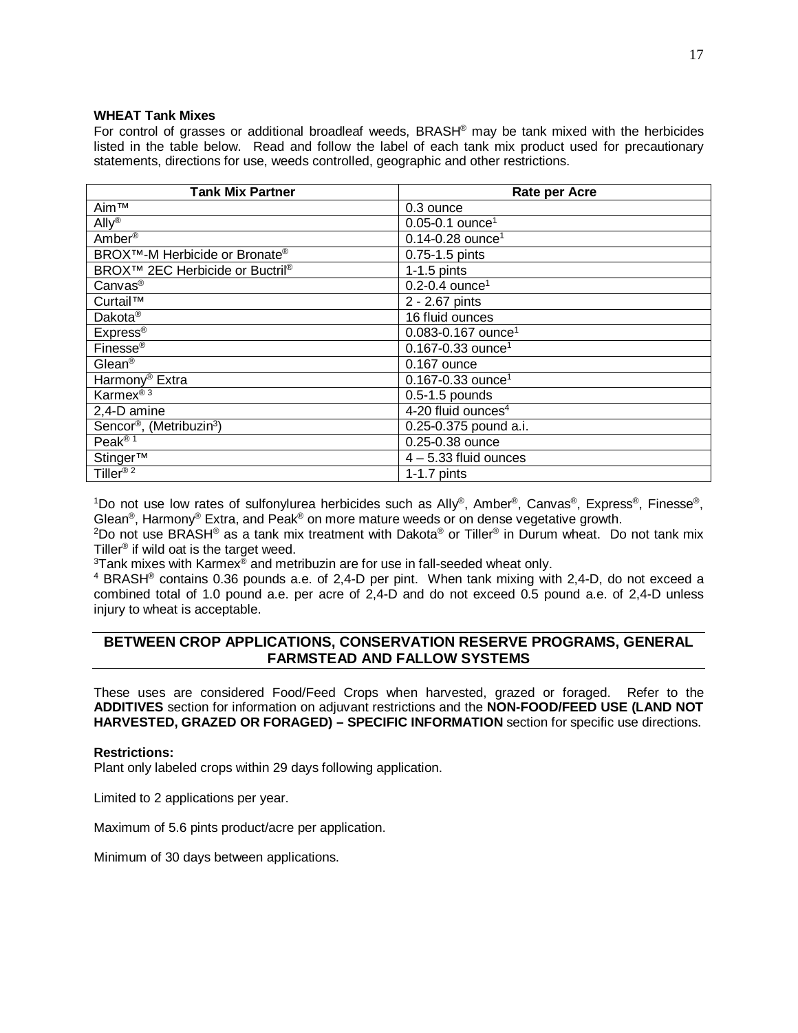### WHEAT Tank Mixes

For control of grasses or additional broadleaf weeds, BRASH® may be tank mixed with the herbicides listed in the table below. Read and follow the label of each tank mix product used for precautionary statements, directions for use, weeds controlled, geographic and other restrictions.

| Tank Mix Partner | Rate per Acre |
|---|---|
| Aim™ | 0.3 ounce |
| Ally® | 0.05-0.1 ounce[1] |
| Amber® | 0.14-0.28 ounce[1] |
| BROX™-M Herbicide or Bronate® | 0.75-1.5 pints |
| BROX™ 2EC Herbicide or Buctril® | 1-1.5 pints |
| Canvas® | 0.2-0.4 ounce[1] |
| Curtail™ | 2 - 2.67 pints |
| Dakota® | 16 fluid ounces |
| Express® | 0.083-0.167 ounce[1] |
| Finesse® | 0.167-0.33 ounce[1] |
| Glean® | 0.167 ounce |
| Harmony® Extra | 0.167-0.33 ounce[1] |
| Karmex® [3] | 0.5-1.5 pounds |
| 2,4-D amine | 4-20 fluid ounces[4] |
| Sencor®, (Metribuzin[3]) | 0.25-0.375 pound a.i. |
| Peak® [1] | 0.25-0.38 ounce |
| Stinger™ | 4 – 5.33 fluid ounces |
| Tiller® [2] | 1-1.7 pints |

[1]Do not use low rates of sulfonylurea herbicides such as Ally®, Amber®, Canvas®, Express®, Finesse®, Glean®, Harmony® Extra, and Peak® on more mature weeds or on dense vegetative growth.

[2]Do not use BRASH® as a tank mix treatment with Dakota® or Tiller® in Durum wheat. Do not tank mix Tiller® if wild oat is the target weed.

[3]Tank mixes with Karmex® and metribuzin are for use in fall-seeded wheat only.

[4] BRASH® contains 0.36 pounds a.e. of 2,4-D per pint. When tank mixing with 2,4-D, do not exceed a combined total of 1.0 pound a.e. per acre of 2,4-D and do not exceed 0.5 pound a.e. of 2,4-D unless injury to wheat is acceptable.

## BETWEEN CROP APPLICATIONS, CONSERVATION RESERVE PROGRAMS, GENERAL FARMSTEAD AND FALLOW SYSTEMS

These uses are considered Food/Feed Crops when harvested, grazed or foraged. Refer to the **ADDITIVES** section for information on adjuvant restrictions and the **NON-FOOD/FEED USE (LAND NOT HARVESTED, GRAZED OR FORAGED) – SPECIFIC INFORMATION** section for specific use directions.

**Restrictions:**

Plant only labeled crops within 29 days following application.

Limited to 2 applications per year.

Maximum of 5.6 pints product/acre per application.

Minimum of 30 days between applications.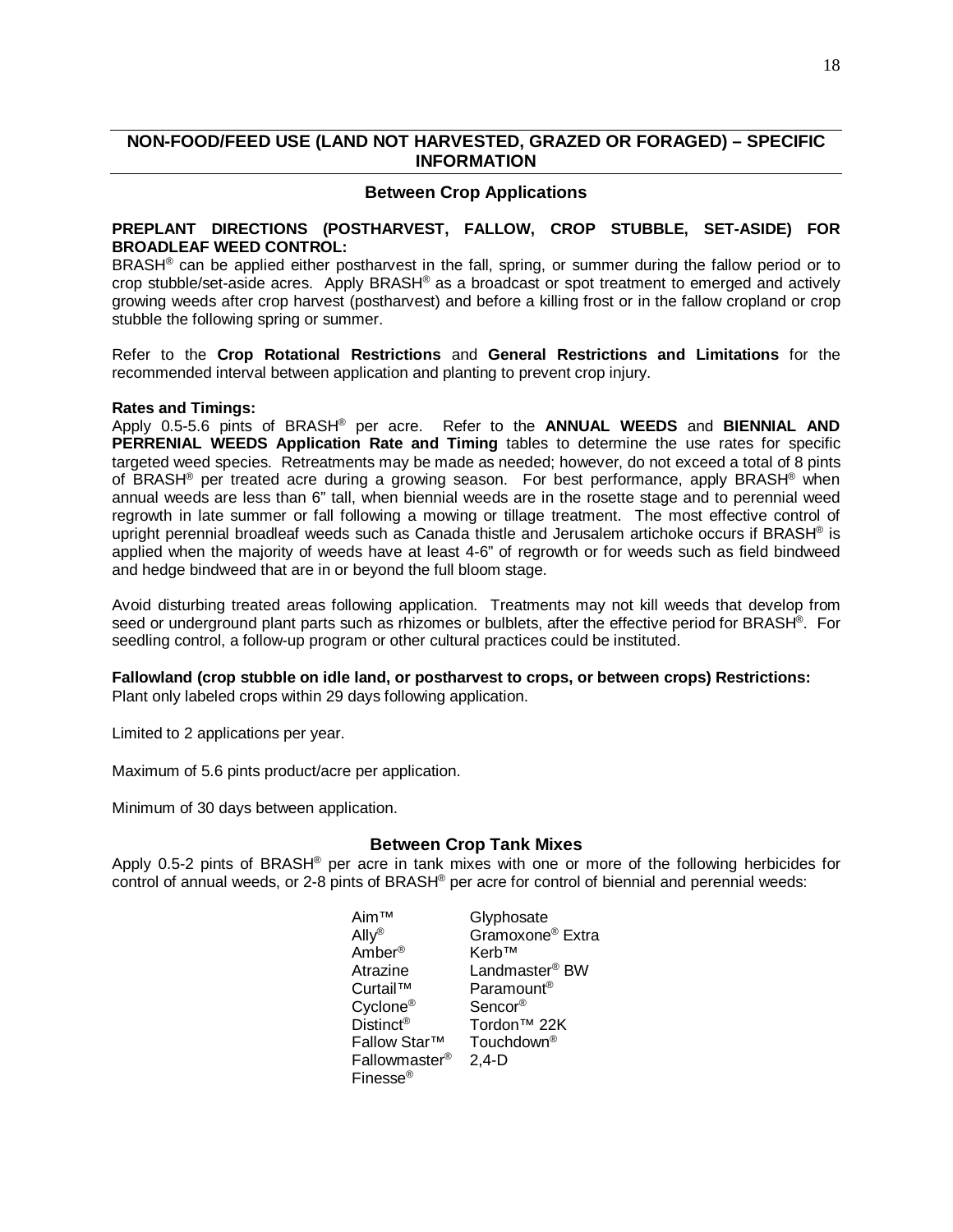## NON-FOOD/FEED USE (LAND NOT HARVESTED, GRAZED OR FORAGED) – SPECIFIC INFORMATION

### Between Crop Applications

**PREPLANT DIRECTIONS (POSTHARVEST, FALLOW, CROP STUBBLE, SET-ASIDE) FOR BROADLEAF WEED CONTROL:**
BRASH® can be applied either postharvest in the fall, spring, or summer during the fallow period or to crop stubble/set-aside acres. Apply BRASH® as a broadcast or spot treatment to emerged and actively growing weeds after crop harvest (postharvest) and before a killing frost or in the fallow cropland or crop stubble the following spring or summer.

Refer to the **Crop Rotational Restrictions** and **General Restrictions and Limitations** for the recommended interval between application and planting to prevent crop injury.

**Rates and Timings:**
Apply 0.5-5.6 pints of BRASH® per acre. Refer to the **ANNUAL WEEDS** and **BIENNIAL AND PERRENIAL WEEDS Application Rate and Timing** tables to determine the use rates for specific targeted weed species. Retreatments may be made as needed; however, do not exceed a total of 8 pints of BRASH® per treated acre during a growing season. For best performance, apply BRASH® when annual weeds are less than 6" tall, when biennial weeds are in the rosette stage and to perennial weed regrowth in late summer or fall following a mowing or tillage treatment. The most effective control of upright perennial broadleaf weeds such as Canada thistle and Jerusalem artichoke occurs if BRASH® is applied when the majority of weeds have at least 4-6" of regrowth or for weeds such as field bindweed and hedge bindweed that are in or beyond the full bloom stage.

Avoid disturbing treated areas following application. Treatments may not kill weeds that develop from seed or underground plant parts such as rhizomes or bulblets, after the effective period for BRASH®. For seedling control, a follow-up program or other cultural practices could be instituted.

**Fallowland (crop stubble on idle land, or postharvest to crops, or between crops) Restrictions:**
Plant only labeled crops within 29 days following application.

Limited to 2 applications per year.

Maximum of 5.6 pints product/acre per application.

Minimum of 30 days between application.

### Between Crop Tank Mixes

Apply 0.5-2 pints of BRASH® per acre in tank mixes with one or more of the following herbicides for control of annual weeds, or 2-8 pints of BRASH® per acre for control of biennial and perennial weeds:

| | |
|---|---|
| Aim™ | Glyphosate |
| Ally® | Gramoxone® Extra |
| Amber® | Kerb™ |
| Atrazine | Landmaster® BW |
| Curtail™ | Paramount® |
| Cyclone® | Sencor® |
| Distinct® | Tordon™ 22K |
| Fallow Star™ | Touchdown® |
| Fallowmaster® | 2,4-D |
| Finesse® | |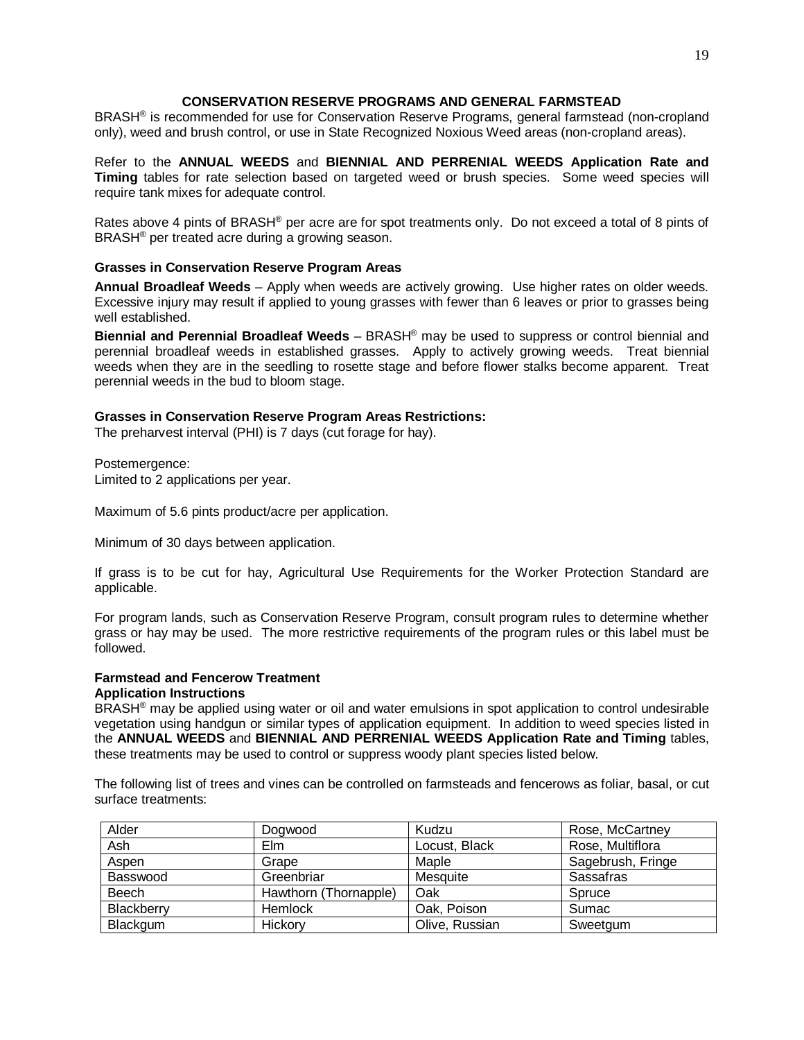## CONSERVATION RESERVE PROGRAMS AND GENERAL FARMSTEAD

BRASH® is recommended for use for Conservation Reserve Programs, general farmstead (non-cropland only), weed and brush control, or use in State Recognized Noxious Weed areas (non-cropland areas).

Refer to the **ANNUAL WEEDS** and **BIENNIAL AND PERRENIAL WEEDS Application Rate and Timing** tables for rate selection based on targeted weed or brush species. Some weed species will require tank mixes for adequate control.

Rates above 4 pints of BRASH® per acre are for spot treatments only. Do not exceed a total of 8 pints of BRASH® per treated acre during a growing season.

### Grasses in Conservation Reserve Program Areas

**Annual Broadleaf Weeds** – Apply when weeds are actively growing. Use higher rates on older weeds. Excessive injury may result if applied to young grasses with fewer than 6 leaves or prior to grasses being well established.

**Biennial and Perennial Broadleaf Weeds** – BRASH® may be used to suppress or control biennial and perennial broadleaf weeds in established grasses. Apply to actively growing weeds. Treat biennial weeds when they are in the seedling to rosette stage and before flower stalks become apparent. Treat perennial weeds in the bud to bloom stage.

### Grasses in Conservation Reserve Program Areas Restrictions:

The preharvest interval (PHI) is 7 days (cut forage for hay).

Postemergence:
Limited to 2 applications per year.

Maximum of 5.6 pints product/acre per application.

Minimum of 30 days between application.

If grass is to be cut for hay, Agricultural Use Requirements for the Worker Protection Standard are applicable.

For program lands, such as Conservation Reserve Program, consult program rules to determine whether grass or hay may be used. The more restrictive requirements of the program rules or this label must be followed.

### Farmstead and Fencerow Treatment
**Application Instructions**

BRASH® may be applied using water or oil and water emulsions in spot application to control undesirable vegetation using handgun or similar types of application equipment. In addition to weed species listed in the **ANNUAL WEEDS** and **BIENNIAL AND PERRENIAL WEEDS Application Rate and Timing** tables, these treatments may be used to control or suppress woody plant species listed below.

The following list of trees and vines can be controlled on farmsteads and fencerows as foliar, basal, or cut surface treatments:

| | | | |
|---|---|---|---|
| Alder | Dogwood | Kudzu | Rose, McCartney |
| Ash | Elm | Locust, Black | Rose, Multiflora |
| Aspen | Grape | Maple | Sagebrush, Fringe |
| Basswood | Greenbriar | Mesquite | Sassafras |
| Beech | Hawthorn (Thornapple) | Oak | Spruce |
| Blackberry | Hemlock | Oak, Poison | Sumac |
| Blackgum | Hickory | Olive, Russian | Sweetgum |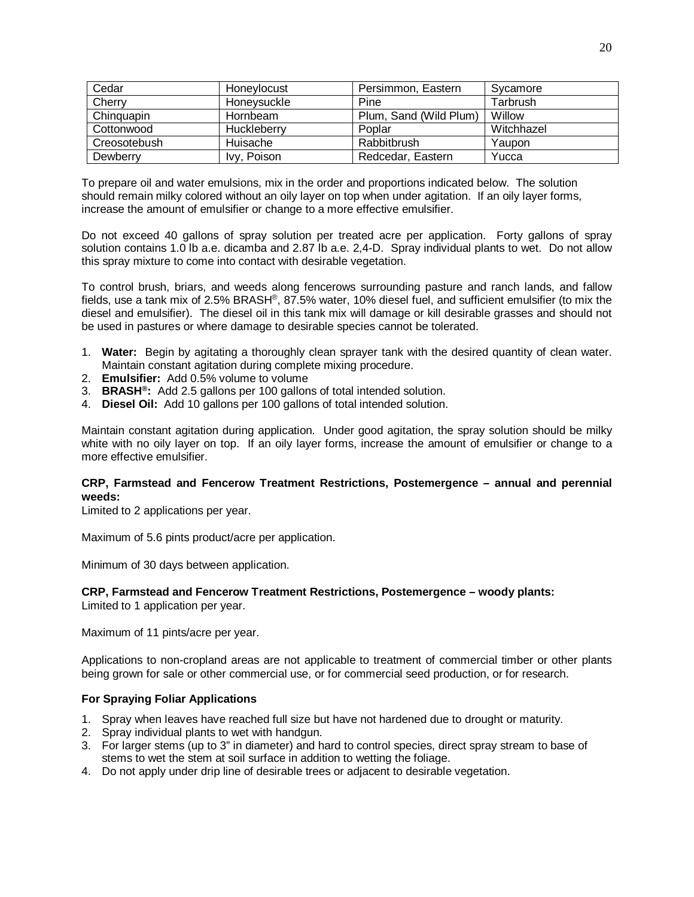| Cedar | Honeylocust | Persimmon, Eastern | Sycamore |
|---|---|---|---|
| Cherry | Honeysuckle | Pine | Tarbrush |
| Chinquapin | Hornbeam | Plum, Sand (Wild Plum) | Willow |
| Cottonwood | Huckleberry | Poplar | Witchhazel |
| Creosotebush | Huisache | Rabbitbrush | Yaupon |
| Dewberry | Ivy, Poison | Redcedar, Eastern | Yucca |

To prepare oil and water emulsions, mix in the order and proportions indicated below. The solution should remain milky colored without an oily layer on top when under agitation. If an oily layer forms, increase the amount of emulsifier or change to a more effective emulsifier.

Do not exceed 40 gallons of spray solution per treated acre per application. Forty gallons of spray solution contains 1.0 lb a.e. dicamba and 2.87 lb a.e. 2,4-D. Spray individual plants to wet. Do not allow this spray mixture to come into contact with desirable vegetation.

To control brush, briars, and weeds along fencerows surrounding pasture and ranch lands, and fallow fields, use a tank mix of 2.5% BRASH®, 87.5% water, 10% diesel fuel, and sufficient emulsifier (to mix the diesel and emulsifier). The diesel oil in this tank mix will damage or kill desirable grasses and should not be used in pastures or where damage to desirable species cannot be tolerated.

1. **Water:** Begin by agitating a thoroughly clean sprayer tank with the desired quantity of clean water. Maintain constant agitation during complete mixing procedure.
2. **Emulsifier:** Add 0.5% volume to volume
3. **BRASH®:** Add 2.5 gallons per 100 gallons of total intended solution.
4. **Diesel Oil:** Add 10 gallons per 100 gallons of total intended solution.

Maintain constant agitation during application. Under good agitation, the spray solution should be milky white with no oily layer on top. If an oily layer forms, increase the amount of emulsifier or change to a more effective emulsifier.

**CRP, Farmstead and Fencerow Treatment Restrictions, Postemergence – annual and perennial weeds:**

Limited to 2 applications per year.

Maximum of 5.6 pints product/acre per application.

Minimum of 30 days between application.

**CRP, Farmstead and Fencerow Treatment Restrictions, Postemergence – woody plants:**

Limited to 1 application per year.

Maximum of 11 pints/acre per year.

Applications to non-cropland areas are not applicable to treatment of commercial timber or other plants being grown for sale or other commercial use, or for commercial seed production, or for research.

**For Spraying Foliar Applications**

1. Spray when leaves have reached full size but have not hardened due to drought or maturity.
2. Spray individual plants to wet with handgun.
3. For larger stems (up to 3" in diameter) and hard to control species, direct spray stream to base of stems to wet the stem at soil surface in addition to wetting the foliage.
4. Do not apply under drip line of desirable trees or adjacent to desirable vegetation.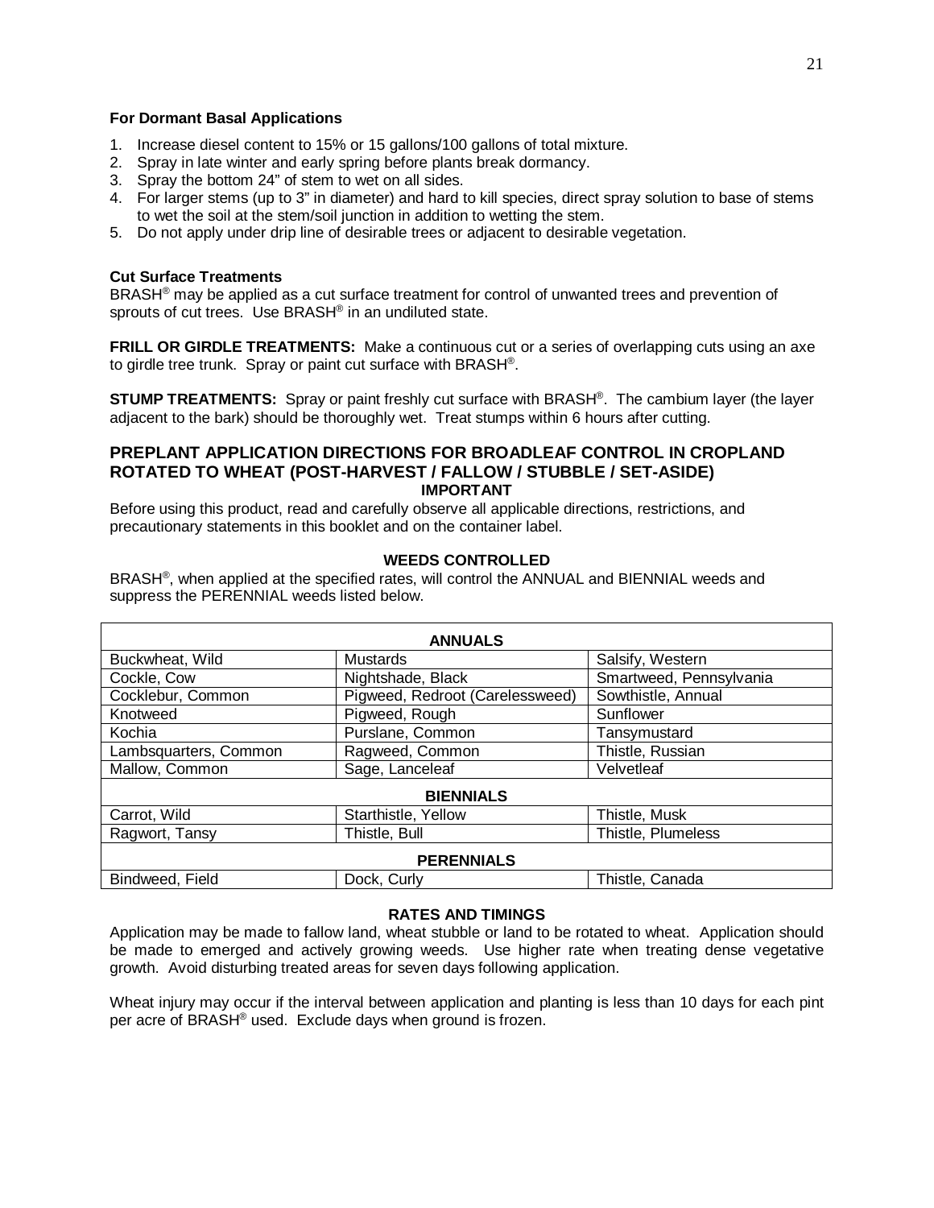### For Dormant Basal Applications

1. Increase diesel content to 15% or 15 gallons/100 gallons of total mixture.
2. Spray in late winter and early spring before plants break dormancy.
3. Spray the bottom 24" of stem to wet on all sides.
4. For larger stems (up to 3" in diameter) and hard to kill species, direct spray solution to base of stems to wet the soil at the stem/soil junction in addition to wetting the stem.
5. Do not apply under drip line of desirable trees or adjacent to desirable vegetation.

### Cut Surface Treatments

BRASH® may be applied as a cut surface treatment for control of unwanted trees and prevention of sprouts of cut trees. Use BRASH® in an undiluted state.

**FRILL OR GIRDLE TREATMENTS:** Make a continuous cut or a series of overlapping cuts using an axe to girdle tree trunk. Spray or paint cut surface with BRASH®.

**STUMP TREATMENTS:** Spray or paint freshly cut surface with BRASH®. The cambium layer (the layer adjacent to the bark) should be thoroughly wet. Treat stumps within 6 hours after cutting.

## PREPLANT APPLICATION DIRECTIONS FOR BROADLEAF CONTROL IN CROPLAND ROTATED TO WHEAT (POST-HARVEST / FALLOW / STUBBLE / SET-ASIDE)

**IMPORTANT**

Before using this product, read and carefully observe all applicable directions, restrictions, and precautionary statements in this booklet and on the container label.

**WEEDS CONTROLLED**

BRASH®, when applied at the specified rates, will control the ANNUAL and BIENNIAL weeds and suppress the PERENNIAL weeds listed below.

| ANNUALS | | |
|---|---|---|
| Buckwheat, Wild | Mustards | Salsify, Western |
| Cockle, Cow | Nightshade, Black | Smartweed, Pennsylvania |
| Cocklebur, Common | Pigweed, Redroot (Carelessweed) | Sowthistle, Annual |
| Knotweed | Pigweed, Rough | Sunflower |
| Kochia | Purslane, Common | Tansymustard |
| Lambsquarters, Common | Ragweed, Common | Thistle, Russian |
| Mallow, Common | Sage, Lanceleaf | Velvetleaf |
| **BIENNIALS** | | |
| Carrot, Wild | Starthistle, Yellow | Thistle, Musk |
| Ragwort, Tansy | Thistle, Bull | Thistle, Plumeless |
| **PERENNIALS** | | |
| Bindweed, Field | Dock, Curly | Thistle, Canada |

**RATES AND TIMINGS**

Application may be made to fallow land, wheat stubble or land to be rotated to wheat. Application should be made to emerged and actively growing weeds. Use higher rate when treating dense vegetative growth. Avoid disturbing treated areas for seven days following application.

Wheat injury may occur if the interval between application and planting is less than 10 days for each pint per acre of BRASH® used. Exclude days when ground is frozen.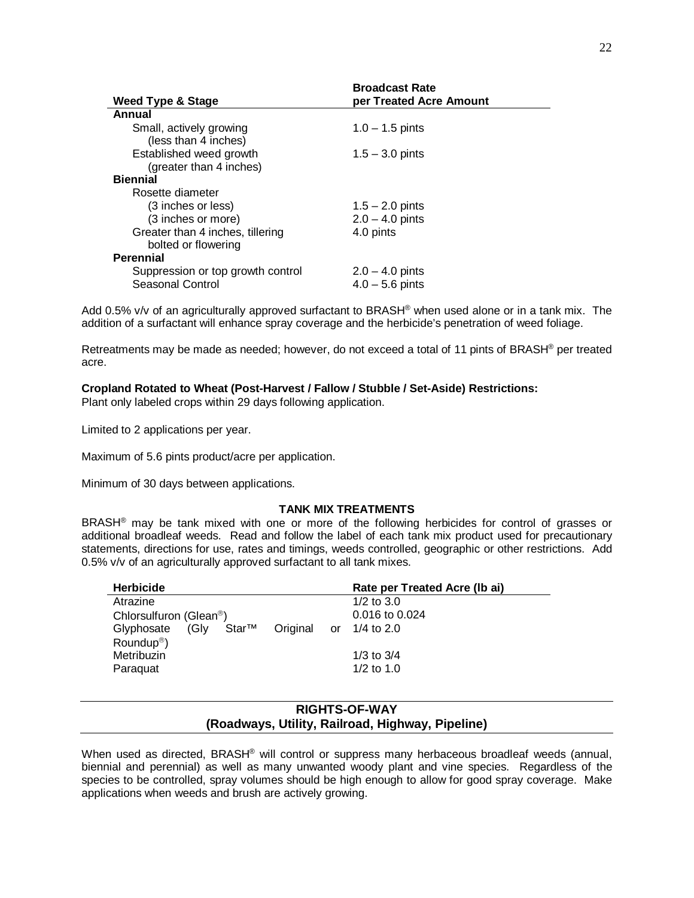| Weed Type & Stage | Broadcast Rate per Treated Acre Amount |
|---|---|
| **Annual** | |
| Small, actively growing (less than 4 inches) | 1.0 – 1.5 pints |
| Established weed growth (greater than 4 inches) | 1.5 – 3.0 pints |
| **Biennial** | |
| Rosette diameter | |
| (3 inches or less) | 1.5 – 2.0 pints |
| (3 inches or more) | 2.0 – 4.0 pints |
| Greater than 4 inches, tillering bolted or flowering | 4.0 pints |
| **Perennial** | |
| Suppression or top growth control | 2.0 – 4.0 pints |
| Seasonal Control | 4.0 – 5.6 pints |

Add 0.5% v/v of an agriculturally approved surfactant to BRASH® when used alone or in a tank mix. The addition of a surfactant will enhance spray coverage and the herbicide's penetration of weed foliage.

Retreatments may be made as needed; however, do not exceed a total of 11 pints of BRASH® per treated acre.

**Cropland Rotated to Wheat (Post-Harvest / Fallow / Stubble / Set-Aside) Restrictions:**
Plant only labeled crops within 29 days following application.

Limited to 2 applications per year.

Maximum of 5.6 pints product/acre per application.

Minimum of 30 days between applications.

**TANK MIX TREATMENTS**

BRASH® may be tank mixed with one or more of the following herbicides for control of grasses or additional broadleaf weeds. Read and follow the label of each tank mix product used for precautionary statements, directions for use, rates and timings, weeds controlled, geographic or other restrictions. Add 0.5% v/v of an agriculturally approved surfactant to all tank mixes.

| Herbicide | Rate per Treated Acre (lb ai) |
|---|---|
| Atrazine | 1/2 to 3.0 |
| Chlorsulfuron (Glean®) | 0.016 to 0.024 |
| Glyphosate (Gly Star™ Original or Roundup®) | 1/4 to 2.0 |
| Metribuzin | 1/3 to 3/4 |
| Paraquat | 1/2 to 1.0 |

## RIGHTS-OF-WAY
## (Roadways, Utility, Railroad, Highway, Pipeline)

When used as directed, BRASH® will control or suppress many herbaceous broadleaf weeds (annual, biennial and perennial) as well as many unwanted woody plant and vine species. Regardless of the species to be controlled, spray volumes should be high enough to allow for good spray coverage. Make applications when weeds and brush are actively growing.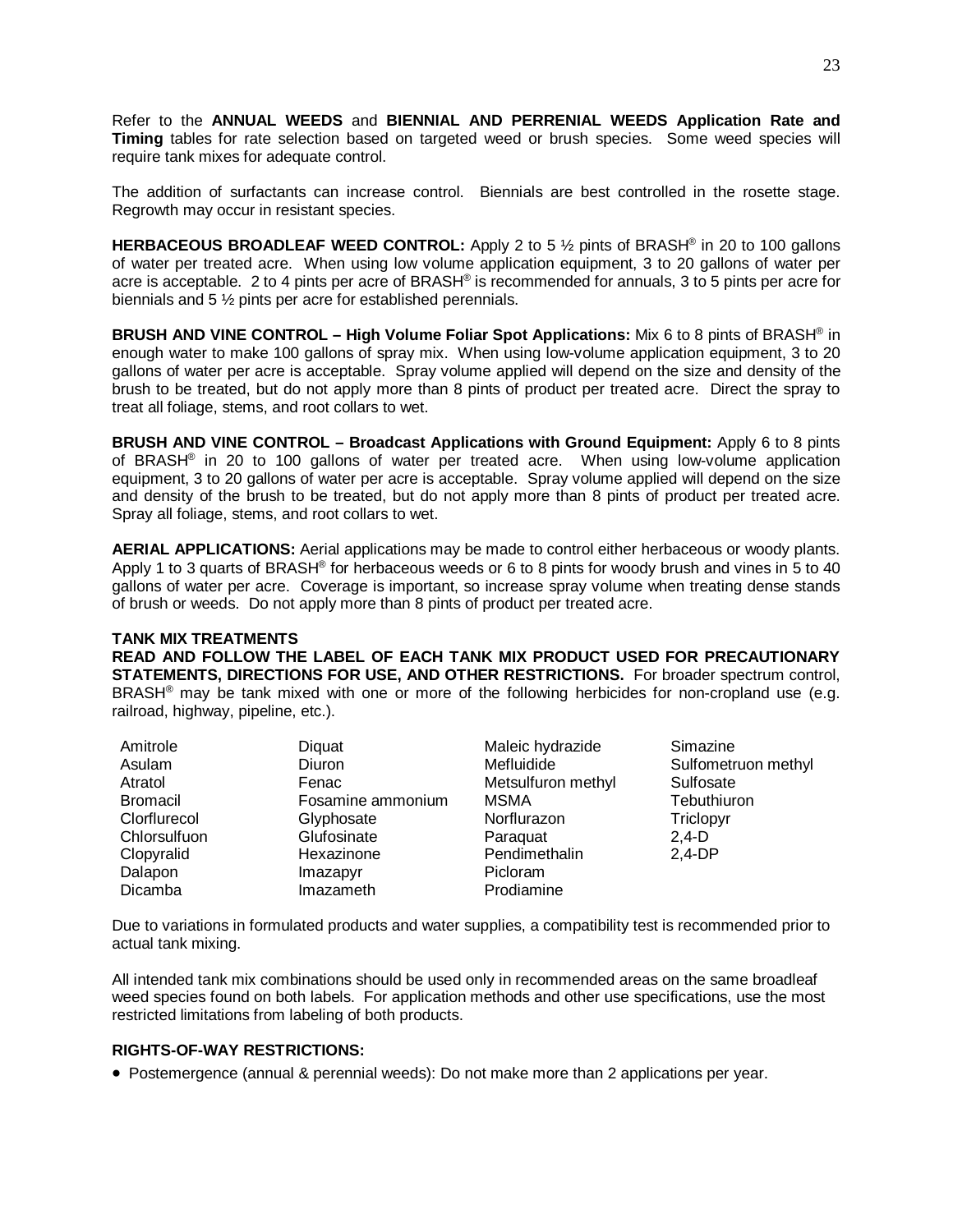Refer to the **ANNUAL WEEDS** and **BIENNIAL AND PERRENIAL WEEDS Application Rate and Timing** tables for rate selection based on targeted weed or brush species. Some weed species will require tank mixes for adequate control.

The addition of surfactants can increase control. Biennials are best controlled in the rosette stage. Regrowth may occur in resistant species.

**HERBACEOUS BROADLEAF WEED CONTROL:** Apply 2 to 5 ½ pints of BRASH® in 20 to 100 gallons of water per treated acre. When using low volume application equipment, 3 to 20 gallons of water per acre is acceptable. 2 to 4 pints per acre of BRASH® is recommended for annuals, 3 to 5 pints per acre for biennials and 5 ½ pints per acre for established perennials.

**BRUSH AND VINE CONTROL – High Volume Foliar Spot Applications:** Mix 6 to 8 pints of BRASH® in enough water to make 100 gallons of spray mix. When using low-volume application equipment, 3 to 20 gallons of water per acre is acceptable. Spray volume applied will depend on the size and density of the brush to be treated, but do not apply more than 8 pints of product per treated acre. Direct the spray to treat all foliage, stems, and root collars to wet.

**BRUSH AND VINE CONTROL – Broadcast Applications with Ground Equipment:** Apply 6 to 8 pints of BRASH® in 20 to 100 gallons of water per treated acre. When using low-volume application equipment, 3 to 20 gallons of water per acre is acceptable. Spray volume applied will depend on the size and density of the brush to be treated, but do not apply more than 8 pints of product per treated acre. Spray all foliage, stems, and root collars to wet.

**AERIAL APPLICATIONS:** Aerial applications may be made to control either herbaceous or woody plants. Apply 1 to 3 quarts of BRASH® for herbaceous weeds or 6 to 8 pints for woody brush and vines in 5 to 40 gallons of water per acre. Coverage is important, so increase spray volume when treating dense stands of brush or weeds. Do not apply more than 8 pints of product per treated acre.

**TANK MIX TREATMENTS**

**READ AND FOLLOW THE LABEL OF EACH TANK MIX PRODUCT USED FOR PRECAUTIONARY STATEMENTS, DIRECTIONS FOR USE, AND OTHER RESTRICTIONS.** For broader spectrum control, BRASH® may be tank mixed with one or more of the following herbicides for non-cropland use (e.g. railroad, highway, pipeline, etc.).

| | | | |
|---|---|---|---|
| Amitrole | Diquat | Maleic hydrazide | Simazine |
| Asulam | Diuron | Mefluidide | Sulfometruon methyl |
| Atratol | Fenac | Metsulfuron methyl | Sulfosate |
| Bromacil | Fosamine ammonium | MSMA | Tebuthiuron |
| Clorflurecol | Glyphosate | Norflurazon | Triclopyr |
| Chlorsulfuon | Glufosinate | Paraquat | 2,4-D |
| Clopyralid | Hexazinone | Pendimethalin | 2,4-DP |
| Dalapon | Imazapyr | Picloram | |
| Dicamba | Imazameth | Prodiamine | |

Due to variations in formulated products and water supplies, a compatibility test is recommended prior to actual tank mixing.

All intended tank mix combinations should be used only in recommended areas on the same broadleaf weed species found on both labels. For application methods and other use specifications, use the most restricted limitations from labeling of both products.

**RIGHTS-OF-WAY RESTRICTIONS:**

- Postemergence (annual & perennial weeds): Do not make more than 2 applications per year.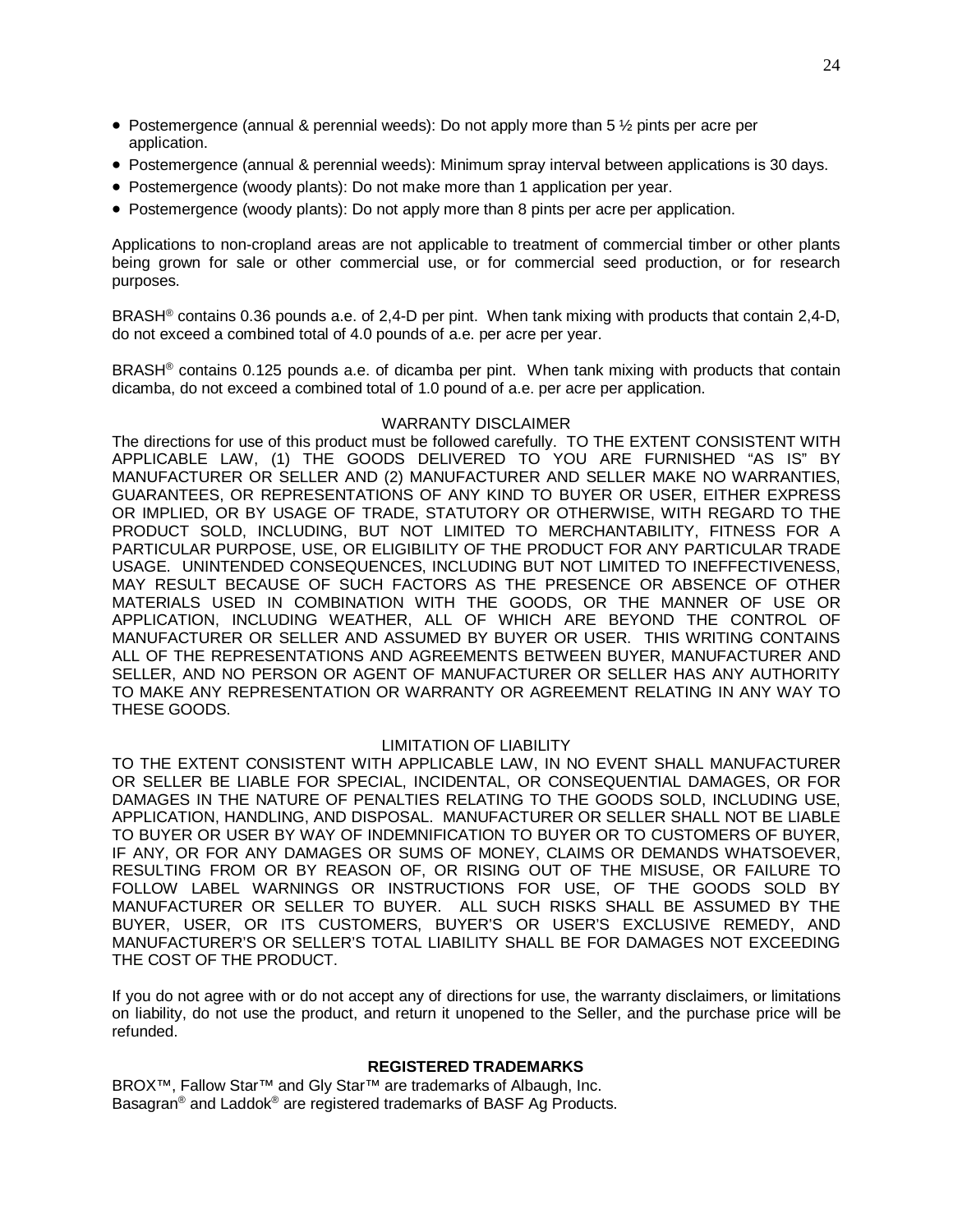- Postemergence (annual & perennial weeds): Do not apply more than 5 ½ pints per acre per application.
- Postemergence (annual & perennial weeds): Minimum spray interval between applications is 30 days.
- Postemergence (woody plants): Do not make more than 1 application per year.
- Postemergence (woody plants): Do not apply more than 8 pints per acre per application.

Applications to non-cropland areas are not applicable to treatment of commercial timber or other plants being grown for sale or other commercial use, or for commercial seed production, or for research purposes.

BRASH® contains 0.36 pounds a.e. of 2,4-D per pint. When tank mixing with products that contain 2,4-D, do not exceed a combined total of 4.0 pounds of a.e. per acre per year.

BRASH® contains 0.125 pounds a.e. of dicamba per pint. When tank mixing with products that contain dicamba, do not exceed a combined total of 1.0 pound of a.e. per acre per application.

WARRANTY DISCLAIMER

The directions for use of this product must be followed carefully. TO THE EXTENT CONSISTENT WITH APPLICABLE LAW, (1) THE GOODS DELIVERED TO YOU ARE FURNISHED "AS IS" BY MANUFACTURER OR SELLER AND (2) MANUFACTURER AND SELLER MAKE NO WARRANTIES, GUARANTEES, OR REPRESENTATIONS OF ANY KIND TO BUYER OR USER, EITHER EXPRESS OR IMPLIED, OR BY USAGE OF TRADE, STATUTORY OR OTHERWISE, WITH REGARD TO THE PRODUCT SOLD, INCLUDING, BUT NOT LIMITED TO MERCHANTABILITY, FITNESS FOR A PARTICULAR PURPOSE, USE, OR ELIGIBILITY OF THE PRODUCT FOR ANY PARTICULAR TRADE USAGE. UNINTENDED CONSEQUENCES, INCLUDING BUT NOT LIMITED TO INEFFECTIVENESS, MAY RESULT BECAUSE OF SUCH FACTORS AS THE PRESENCE OR ABSENCE OF OTHER MATERIALS USED IN COMBINATION WITH THE GOODS, OR THE MANNER OF USE OR APPLICATION, INCLUDING WEATHER, ALL OF WHICH ARE BEYOND THE CONTROL OF MANUFACTURER OR SELLER AND ASSUMED BY BUYER OR USER. THIS WRITING CONTAINS ALL OF THE REPRESENTATIONS AND AGREEMENTS BETWEEN BUYER, MANUFACTURER AND SELLER, AND NO PERSON OR AGENT OF MANUFACTURER OR SELLER HAS ANY AUTHORITY TO MAKE ANY REPRESENTATION OR WARRANTY OR AGREEMENT RELATING IN ANY WAY TO THESE GOODS.

LIMITATION OF LIABILITY

TO THE EXTENT CONSISTENT WITH APPLICABLE LAW, IN NO EVENT SHALL MANUFACTURER OR SELLER BE LIABLE FOR SPECIAL, INCIDENTAL, OR CONSEQUENTIAL DAMAGES, OR FOR DAMAGES IN THE NATURE OF PENALTIES RELATING TO THE GOODS SOLD, INCLUDING USE, APPLICATION, HANDLING, AND DISPOSAL. MANUFACTURER OR SELLER SHALL NOT BE LIABLE TO BUYER OR USER BY WAY OF INDEMNIFICATION TO BUYER OR TO CUSTOMERS OF BUYER, IF ANY, OR FOR ANY DAMAGES OR SUMS OF MONEY, CLAIMS OR DEMANDS WHATSOEVER, RESULTING FROM OR BY REASON OF, OR RISING OUT OF THE MISUSE, OR FAILURE TO FOLLOW LABEL WARNINGS OR INSTRUCTIONS FOR USE, OF THE GOODS SOLD BY MANUFACTURER OR SELLER TO BUYER. ALL SUCH RISKS SHALL BE ASSUMED BY THE BUYER, USER, OR ITS CUSTOMERS, BUYER'S OR USER'S EXCLUSIVE REMEDY, AND MANUFACTURER'S OR SELLER'S TOTAL LIABILITY SHALL BE FOR DAMAGES NOT EXCEEDING THE COST OF THE PRODUCT.

If you do not agree with or do not accept any of directions for use, the warranty disclaimers, or limitations on liability, do not use the product, and return it unopened to the Seller, and the purchase price will be refunded.

**REGISTERED TRADEMARKS**

BROX™, Fallow Star™ and Gly Star™ are trademarks of Albaugh, Inc.
Basagran® and Laddok® are registered trademarks of BASF Ag Products.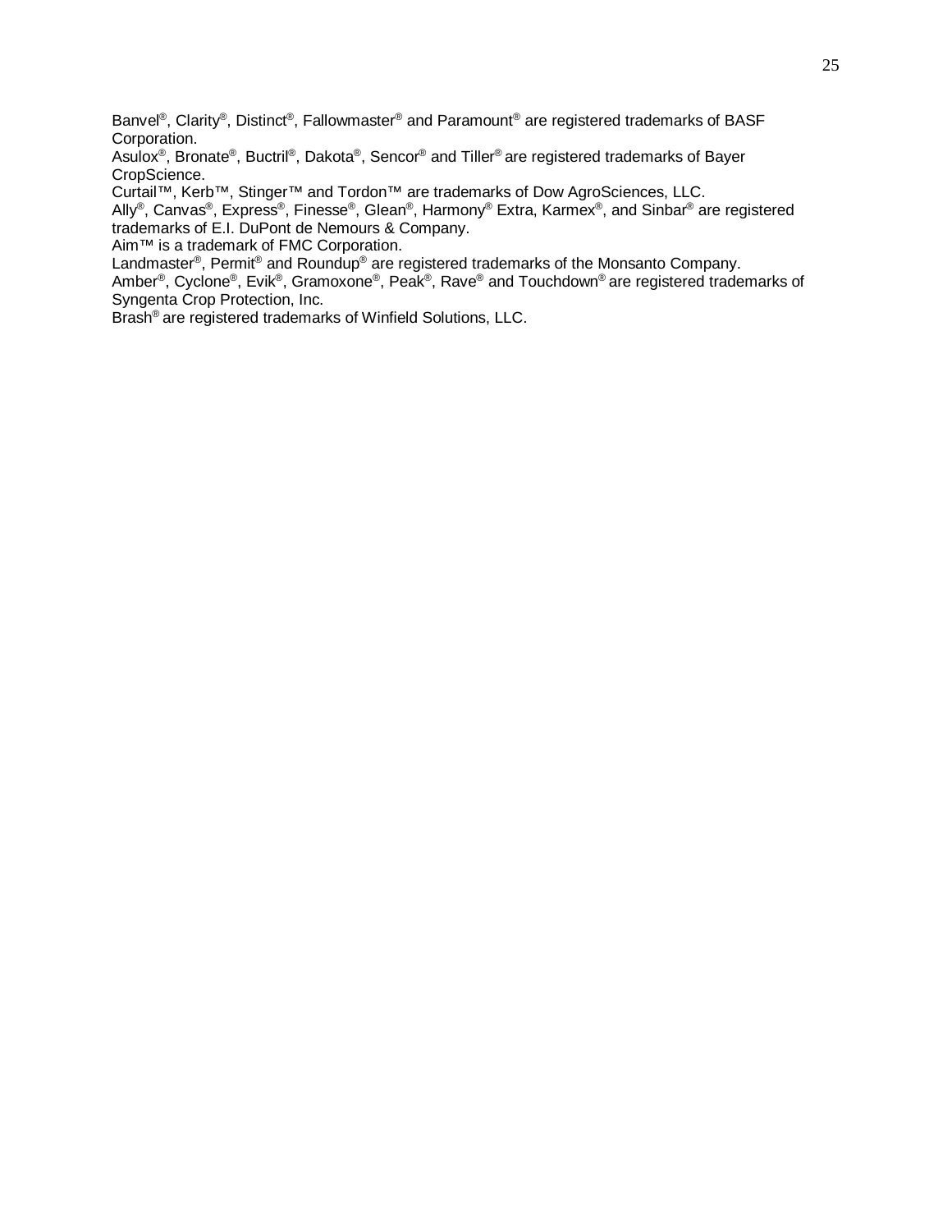Banvel®, Clarity®, Distinct®, Fallowmaster® and Paramount® are registered trademarks of BASF Corporation.
Asulox®, Bronate®, Buctril®, Dakota®, Sencor® and Tiller® are registered trademarks of Bayer CropScience.
Curtail™, Kerb™, Stinger™ and Tordon™ are trademarks of Dow AgroSciences, LLC.
Ally®, Canvas®, Express®, Finesse®, Glean®, Harmony® Extra, Karmex®, and Sinbar® are registered trademarks of E.I. DuPont de Nemours & Company.
Aim™ is a trademark of FMC Corporation.
Landmaster®, Permit® and Roundup® are registered trademarks of the Monsanto Company.
Amber®, Cyclone®, Evik®, Gramoxone®, Peak®, Rave® and Touchdown® are registered trademarks of Syngenta Crop Protection, Inc.
Brash® are registered trademarks of Winfield Solutions, LLC.